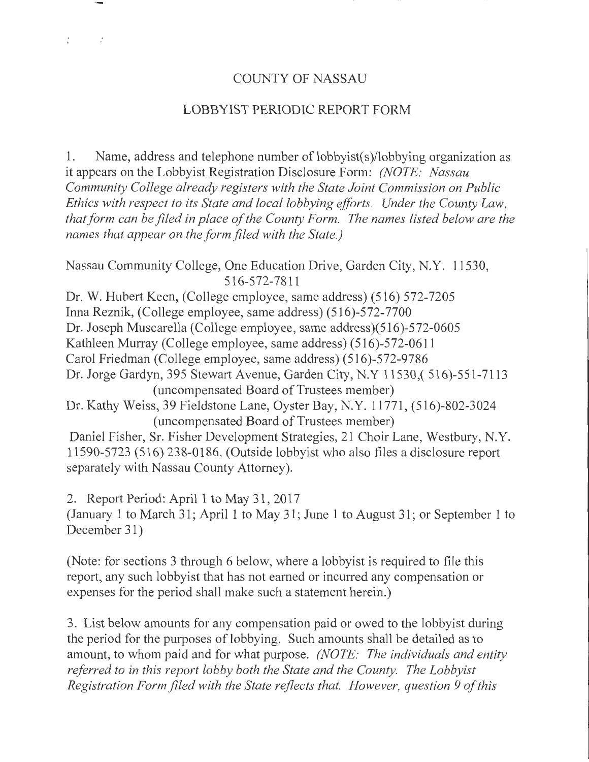# COUNTY OF NASSAU

## LOBBYIST PERIODIC REPORT FORM

1. Name, address and telephone number of lobbyist(s)/lobbying organization as it appears on the Lobbyist Registration Disclosure Form: *(NOTE: Nassau Community College already registers with the State Joint Commission on Public Ethics with respect to its State and local lobbying efforts. Under the County Law, that form can be filed in place of the County Form. The names listed below are the names that appear on the form filed with the State.)*

Nassau Community College, One Education Drive, Garden City, N.Y. 11530, 516-572-7811
Dr. W. Hubert Keen, (College employee, same address) (516) 572-7205
Inna Reznik, (College employee, same address) (516)-572-7700
Dr. Joseph Muscarella (College employee, same address)(516)-572-0605
Kathleen Murray (College employee, same address) (516)-572-0611
Carol Friedman (College employee, same address) (516)-572-9786
Dr. Jorge Gardyn, 395 Stewart Avenue, Garden City, N.Y 11530,( 516)-551-7113 (uncompensated Board of Trustees member)
Dr. Kathy Weiss, 39 Fieldstone Lane, Oyster Bay, N.Y. 11771, (516)-802-3024 (uncompensated Board of Trustees member)
Daniel Fisher, Sr. Fisher Development Strategies, 21 Choir Lane, Westbury, N.Y. 11590-5723 (516) 238-0186. (Outside lobbyist who also files a disclosure report separately with Nassau County Attorney).

2. Report Period: April 1 to May 31, 2017
(January 1 to March 31; April 1 to May 31; June 1 to August 31; or September 1 to December 31)

(Note: for sections 3 through 6 below, where a lobbyist is required to file this report, any such lobbyist that has not earned or incurred any compensation or expenses for the period shall make such a statement herein.)

3. List below amounts for any compensation paid or owed to the lobbyist during the period for the purposes of lobbying. Such amounts shall be detailed as to amount, to whom paid and for what purpose. *(NOTE: The individuals and entity referred to in this report lobby both the State and the County. The Lobbyist Registration Form filed with the State reflects that. However, question 9 of this*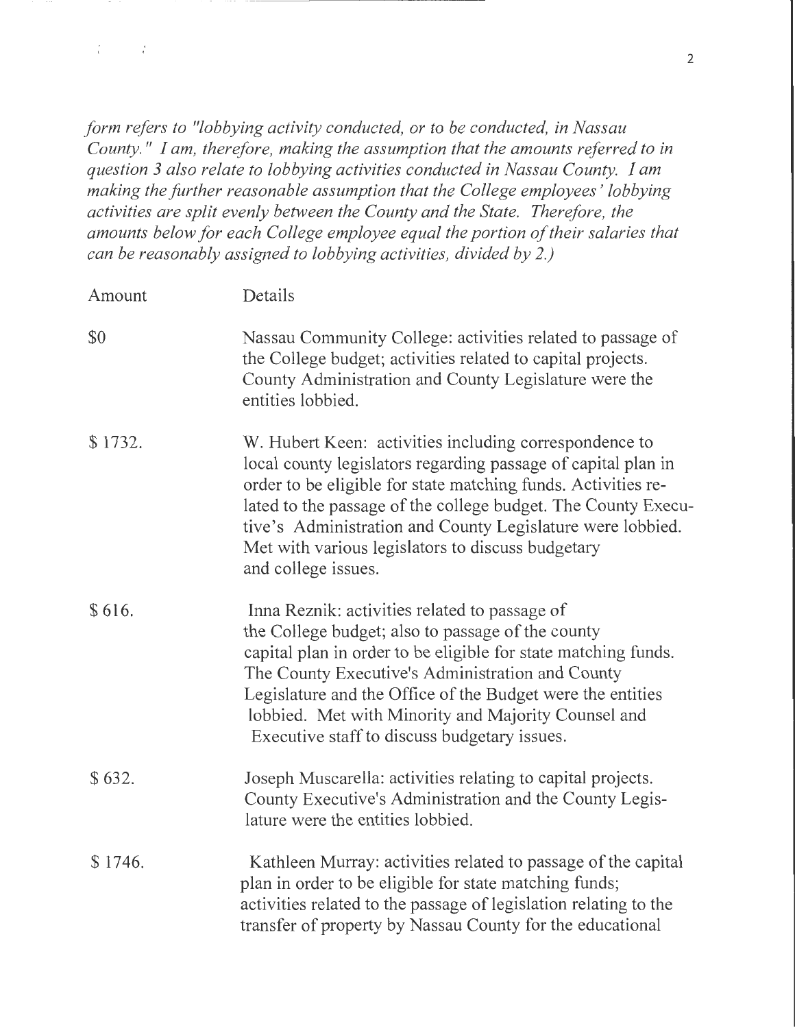*form refers to "lobbying activity conducted, or to be conducted, in Nassau County." I am, therefore, making the assumption that the amounts referred to in question 3 also relate to lobbying activities conducted in Nassau County. I am making the further reasonable assumption that the College employees' lobbying activities are split evenly between the County and the State. Therefore, the amounts below for each College employee equal the portion of their salaries that can be reasonably assigned to lobbying activities, divided by 2.)*

| Amount | Details |
|---|---|
| $0 | Nassau Community College: activities related to passage of the College budget; activities related to capital projects. County Administration and County Legislature were the entities lobbied. |
| $ 1732. | W. Hubert Keen: activities including correspondence to local county legislators regarding passage of capital plan in order to be eligible for state matching funds. Activities related to the passage of the college budget. The County Executive's Administration and County Legislature were lobbied. Met with various legislators to discuss budgetary and college issues. |
| $ 616. | Inna Reznik: activities related to passage of the College budget; also to passage of the county capital plan in order to be eligible for state matching funds. The County Executive's Administration and County Legislature and the Office of the Budget were the entities lobbied. Met with Minority and Majority Counsel and Executive staff to discuss budgetary issues. |
| $ 632. | Joseph Muscarella: activities relating to capital projects. County Executive's Administration and the County Legislature were the entities lobbied. |
| $ 1746. | Kathleen Murray: activities related to passage of the capital plan in order to be eligible for state matching funds; activities related to the passage of legislation relating to the transfer of property by Nassau County for the educational |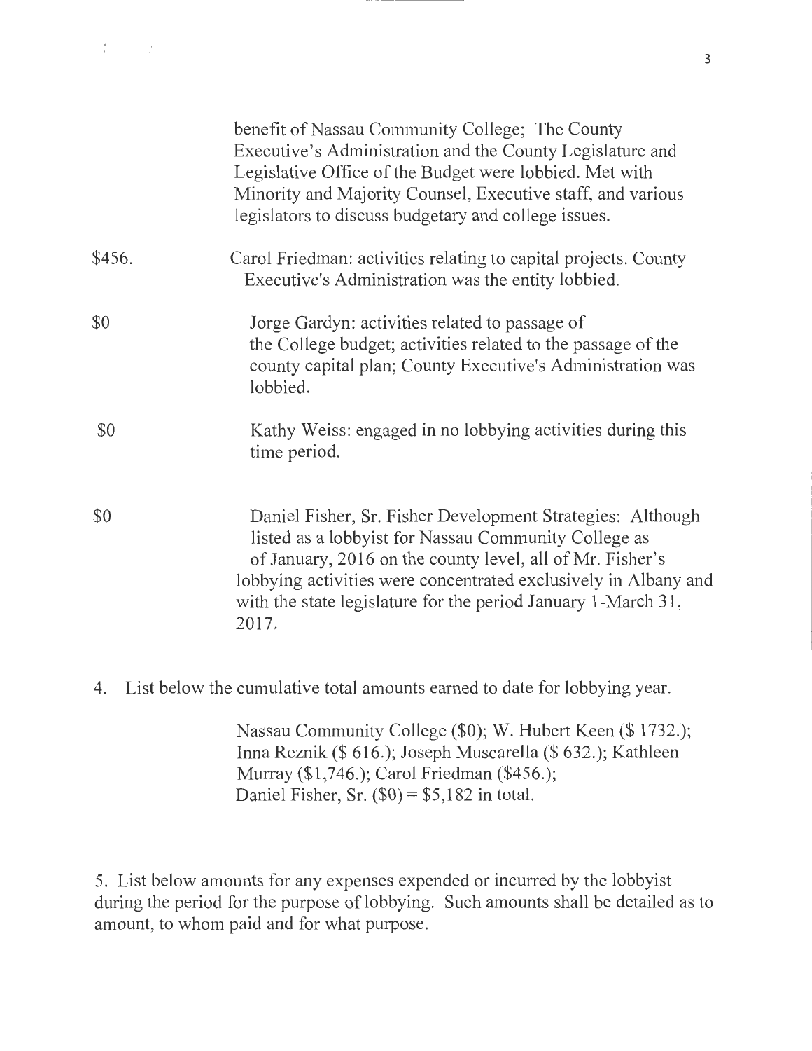| | |
|---|---|
| | benefit of Nassau Community College; The County Executive's Administration and the County Legislature and Legislative Office of the Budget were lobbied. Met with Minority and Majority Counsel, Executive staff, and various legislators to discuss budgetary and college issues. |
| $456. | Carol Friedman: activities relating to capital projects. County Executive's Administration was the entity lobbied. |
| $0 | Jorge Gardyn: activities related to passage of the College budget; activities related to the passage of the county capital plan; County Executive's Administration was lobbied. |
| $0 | Kathy Weiss: engaged in no lobbying activities during this time period. |
| $0 | Daniel Fisher, Sr. Fisher Development Strategies: Although listed as a lobbyist for Nassau Community College as of January, 2016 on the county level, all of Mr. Fisher's lobbying activities were concentrated exclusively in Albany and with the state legislature for the period January 1-March 31, 2017. |

4. List below the cumulative total amounts earned to date for lobbying year.

   Nassau Community College ($0); W. Hubert Keen ($ 1732.); Inna Reznik ($ 616.); Joseph Muscarella ($ 632.); Kathleen Murray ($1,746.); Carol Friedman ($456.); Daniel Fisher, Sr. ($0) = $5,182 in total.

5. List below amounts for any expenses expended or incurred by the lobbyist during the period for the purpose of lobbying. Such amounts shall be detailed as to amount, to whom paid and for what purpose.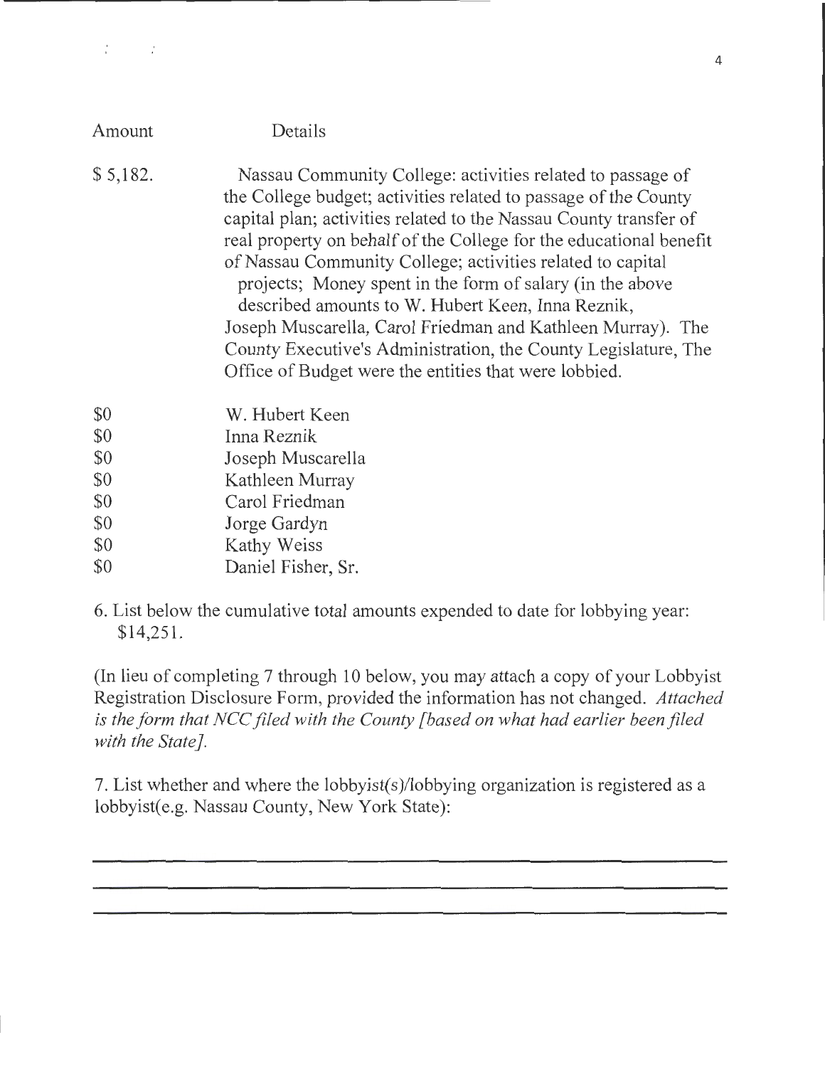| Amount | Details |
|---|---|
| $ 5,182. | Nassau Community College: activities related to passage of the College budget; activities related to passage of the County capital plan; activities related to the Nassau County transfer of real property on behalf of the College for the educational benefit of Nassau Community College; activities related to capital projects; Money spent in the form of salary (in the above described amounts to W. Hubert Keen, Inna Reznik, Joseph Muscarella, Carol Friedman and Kathleen Murray). The County Executive's Administration, the County Legislature, The Office of Budget were the entities that were lobbied. |
| $0 | W. Hubert Keen |
| $0 | Inna Reznik |
| $0 | Joseph Muscarella |
| $0 | Kathleen Murray |
| $0 | Carol Friedman |
| $0 | Jorge Gardyn |
| $0 | Kathy Weiss |
| $0 | Daniel Fisher, Sr. |

6. List below the cumulative total amounts expended to date for lobbying year: $14,251.

(In lieu of completing 7 through 10 below, you may attach a copy of your Lobbyist Registration Disclosure Form, provided the information has not changed. *Attached is the form that NCC filed with the County [based on what had earlier been filed with the State].*

7. List whether and where the lobbyist(s)/lobbying organization is registered as a lobbyist(e.g. Nassau County, New York State):

___________________________________________________________

___________________________________________________________

___________________________________________________________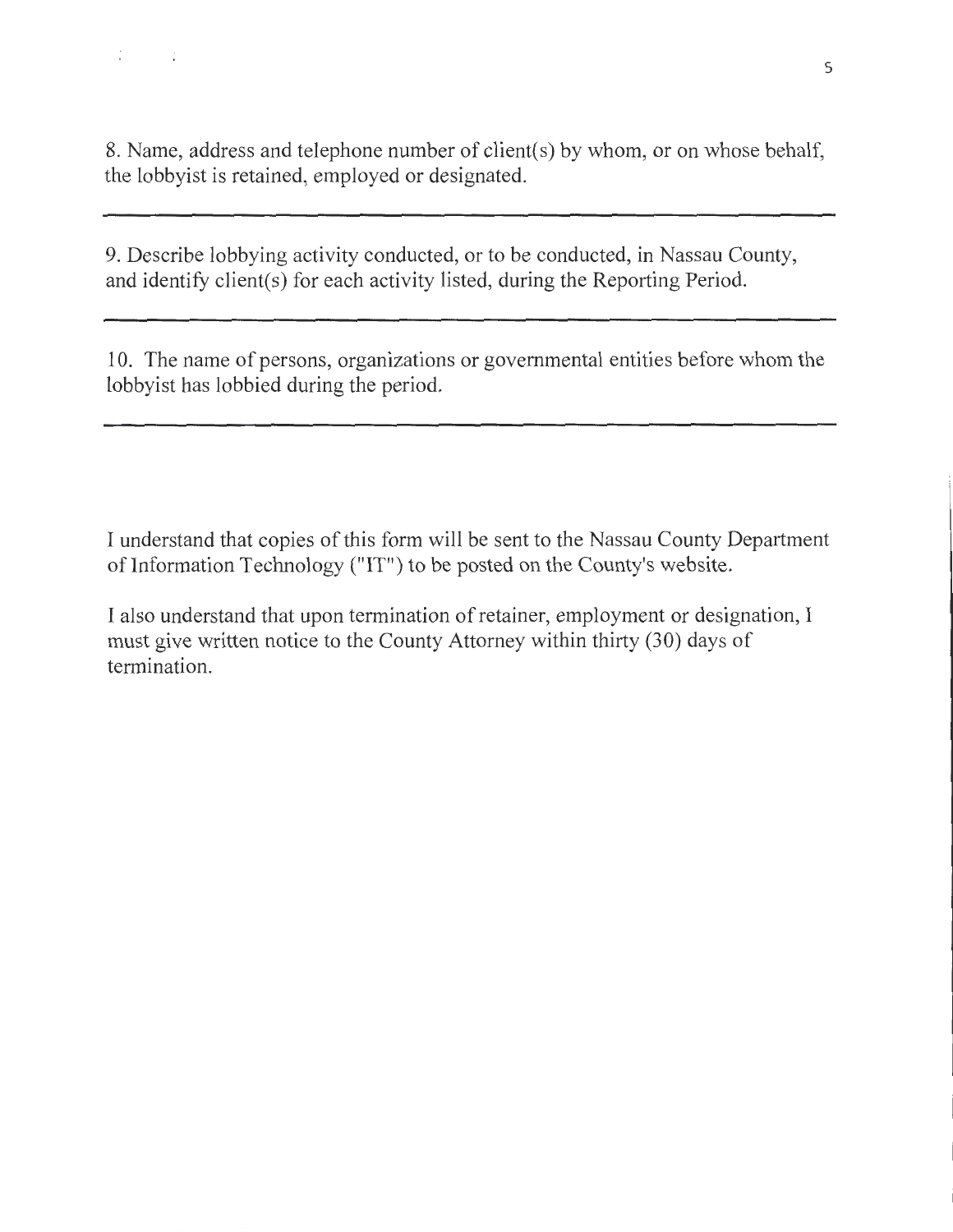8. Name, address and telephone number of client(s) by whom, or on whose behalf, the lobbyist is retained, employed or designated.

---

9. Describe lobbying activity conducted, or to be conducted, in Nassau County, and identify client(s) for each activity listed, during the Reporting Period.

---

10. The name of persons, organizations or governmental entities before whom the lobbyist has lobbied during the period.

---

I understand that copies of this form will be sent to the Nassau County Department of Information Technology ("IT") to be posted on the County's website.

I also understand that upon termination of retainer, employment or designation, I must give written notice to the County Attorney within thirty (30) days of termination.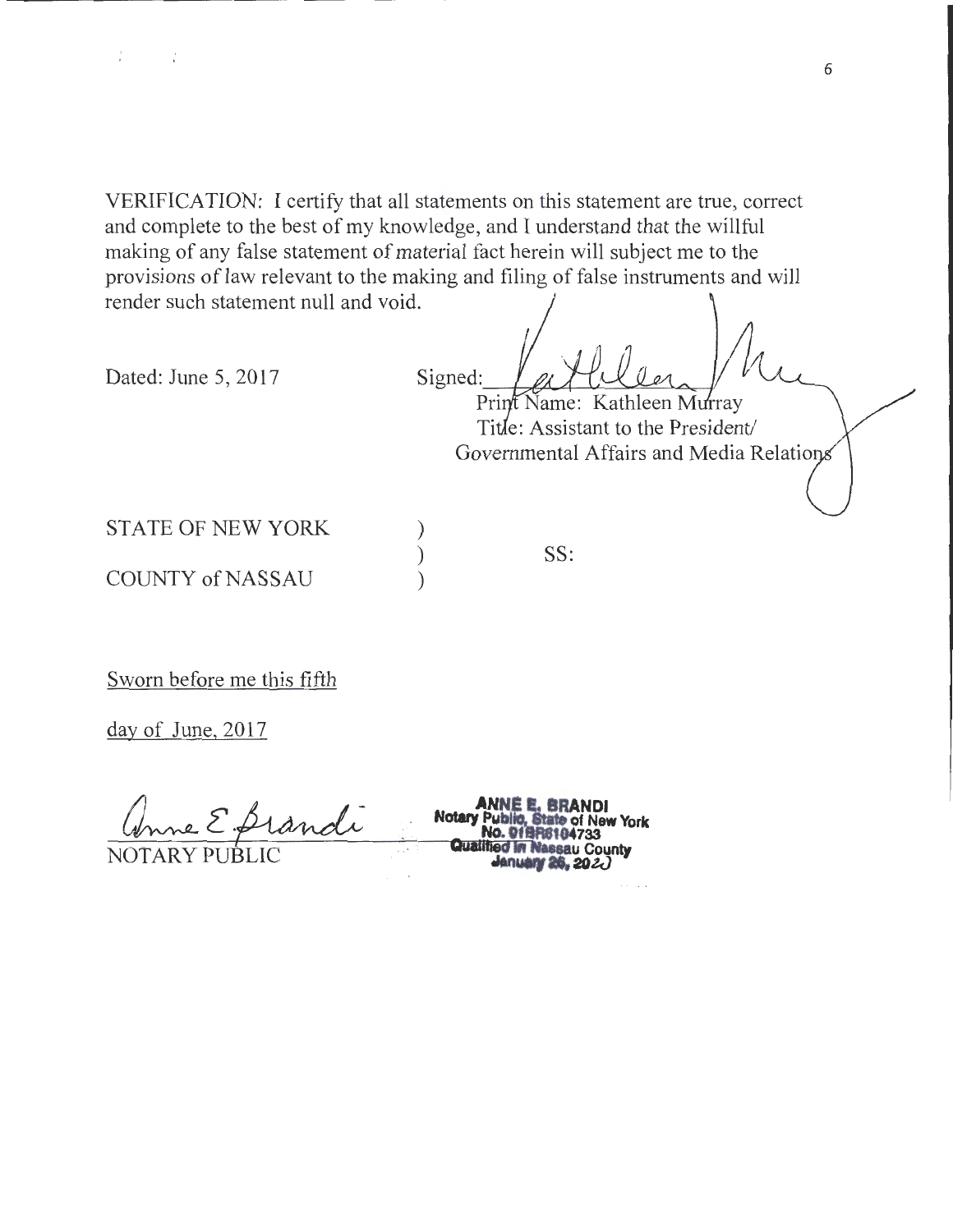VERIFICATION: I certify that all statements on this statement are true, correct and complete to the best of my knowledge, and I understand that the willful making of any false statement of material fact herein will subject me to the provisions of law relevant to the making and filing of false instruments and will render such statement null and void.

Dated: June 5, 2017

Signed: Kathleen Murray

Print Name: Kathleen Murray

Title: Assistant to the President/ Governmental Affairs and Media Relations

STATE OF NEW YORK )
) SS:
COUNTY of NASSAU )

Sworn before me this fifth

day of June, 2017

Anne E. Brandi

NOTARY PUBLIC

ANNE E. BRANDI
Notary Public, State of New York
No. 01BR6104733
Qualified in Nassau County
January 26, 2022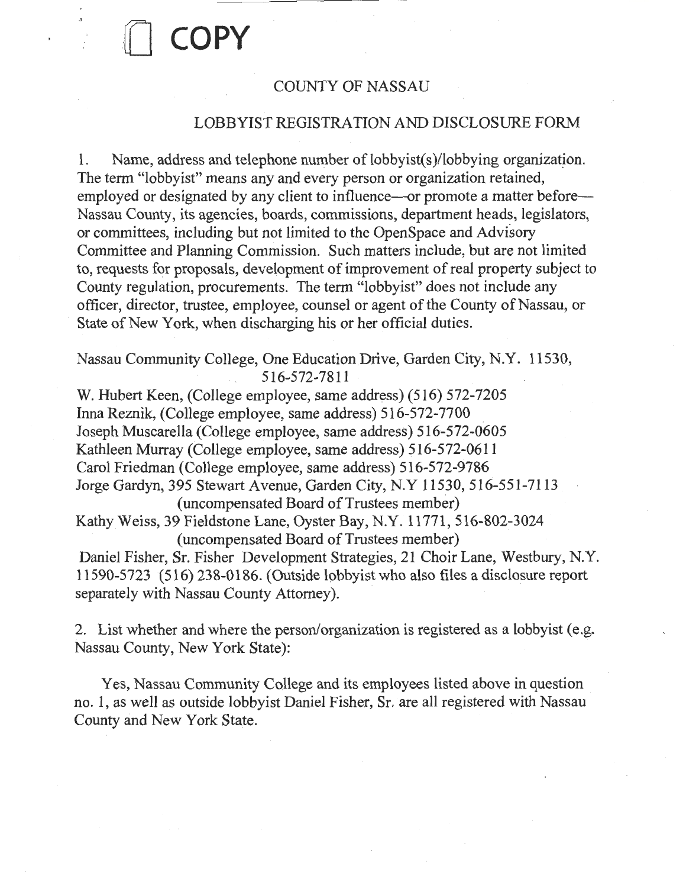COPY

# COUNTY OF NASSAU

## LOBBYIST REGISTRATION AND DISCLOSURE FORM

1. Name, address and telephone number of lobbyist(s)/lobbying organization. The term "lobbyist" means any and every person or organization retained, employed or designated by any client to influence—or promote a matter before—Nassau County, its agencies, boards, commissions, department heads, legislators, or committees, including but not limited to the OpenSpace and Advisory Committee and Planning Commission. Such matters include, but are not limited to, requests for proposals, development of improvement of real property subject to County regulation, procurements. The term "lobbyist" does not include any officer, director, trustee, employee, counsel or agent of the County of Nassau, or State of New York, when discharging his or her official duties.

Nassau Community College, One Education Drive, Garden City, N.Y. 11530, 516-572-7811
W. Hubert Keen, (College employee, same address) (516) 572-7205
Inna Reznik, (College employee, same address) 516-572-7700
Joseph Muscarella (College employee, same address) 516-572-0605
Kathleen Murray (College employee, same address) 516-572-0611
Carol Friedman (College employee, same address) 516-572-9786
Jorge Gardyn, 395 Stewart Avenue, Garden City, N.Y 11530, 516-551-7113 (uncompensated Board of Trustees member)
Kathy Weiss, 39 Fieldstone Lane, Oyster Bay, N.Y. 11771, 516-802-3024 (uncompensated Board of Trustees member)
Daniel Fisher, Sr. Fisher Development Strategies, 21 Choir Lane, Westbury, N.Y. 11590-5723 (516) 238-0186. (Outside lobbyist who also files a disclosure report separately with Nassau County Attorney).

2. List whether and where the person/organization is registered as a lobbyist (e.g. Nassau County, New York State):

Yes, Nassau Community College and its employees listed above in question no. 1, as well as outside lobbyist Daniel Fisher, Sr. are all registered with Nassau County and New York State.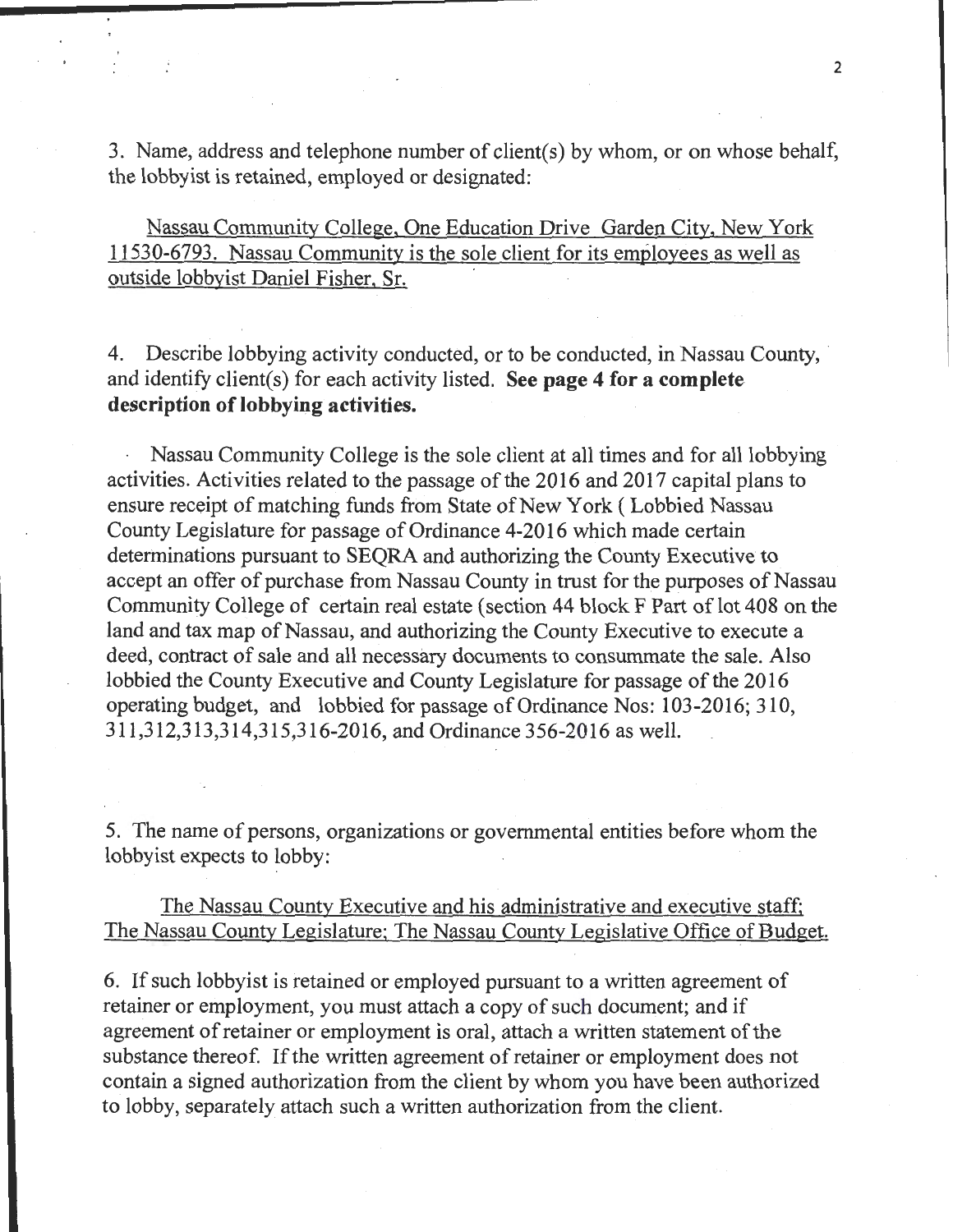3. Name, address and telephone number of client(s) by whom, or on whose behalf, the lobbyist is retained, employed or designated:

Nassau Community College, One Education Drive Garden City, New York 11530-6793. Nassau Community is the sole client for its employees as well as outside lobbyist Daniel Fisher, Sr.

4. Describe lobbying activity conducted, or to be conducted, in Nassau County, and identify client(s) for each activity listed. **See page 4 for a complete description of lobbying activities.**

Nassau Community College is the sole client at all times and for all lobbying activities. Activities related to the passage of the 2016 and 2017 capital plans to ensure receipt of matching funds from State of New York ( Lobbied Nassau County Legislature for passage of Ordinance 4-2016 which made certain determinations pursuant to SEQRA and authorizing the County Executive to accept an offer of purchase from Nassau County in trust for the purposes of Nassau Community College of certain real estate (section 44 block F Part of lot 408 on the land and tax map of Nassau, and authorizing the County Executive to execute a deed, contract of sale and all necessary documents to consummate the sale. Also lobbied the County Executive and County Legislature for passage of the 2016 operating budget, and lobbied for passage of Ordinance Nos: 103-2016; 310, 311,312,313,314,315,316-2016, and Ordinance 356-2016 as well.

5. The name of persons, organizations or governmental entities before whom the lobbyist expects to lobby:

The Nassau County Executive and his administrative and executive staff; The Nassau County Legislature; The Nassau County Legislative Office of Budget.

6. If such lobbyist is retained or employed pursuant to a written agreement of retainer or employment, you must attach a copy of such document; and if agreement of retainer or employment is oral, attach a written statement of the substance thereof. If the written agreement of retainer or employment does not contain a signed authorization from the client by whom you have been authorized to lobby, separately attach such a written authorization from the client.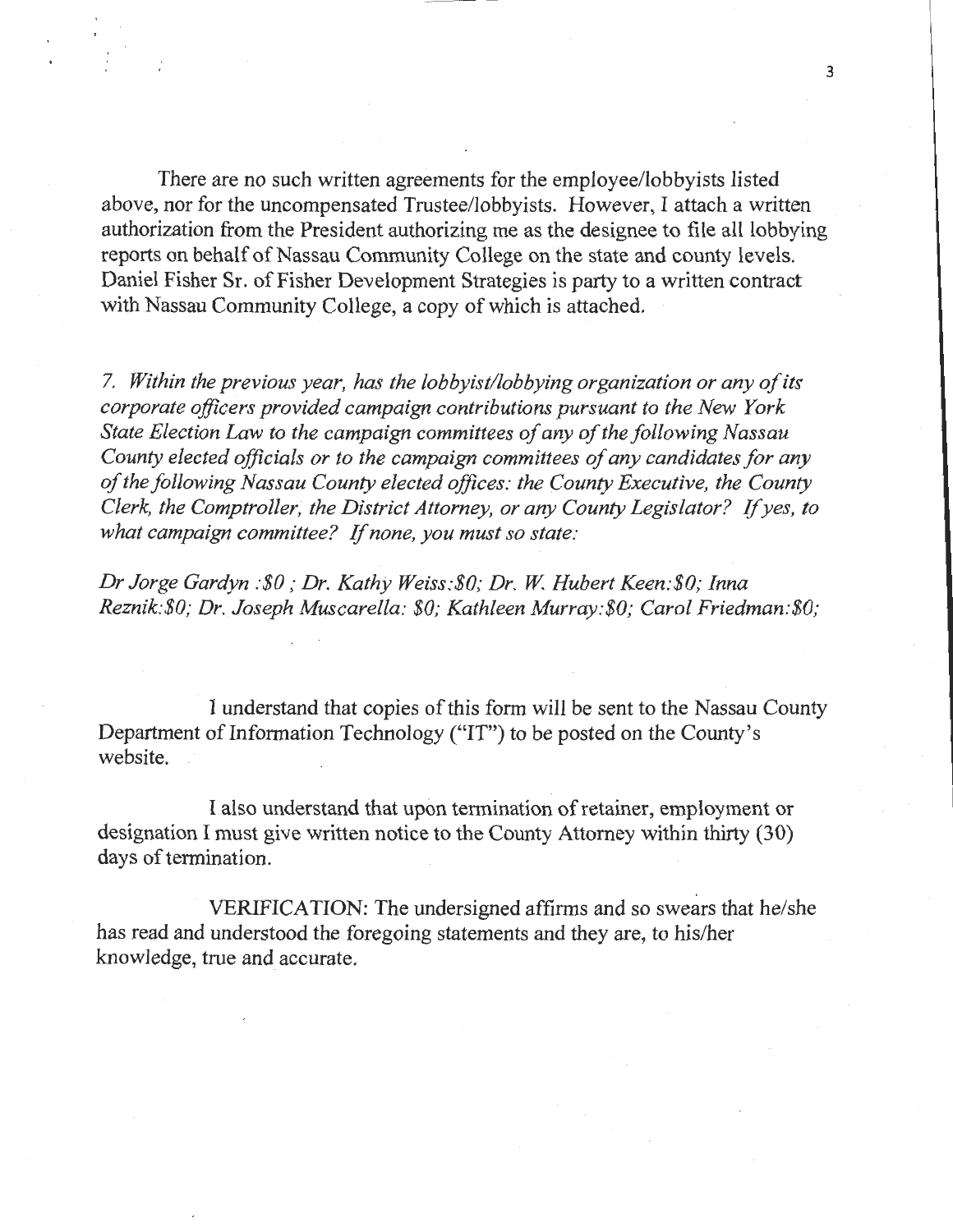There are no such written agreements for the employee/lobbyists listed above, nor for the uncompensated Trustee/lobbyists. However, I attach a written authorization from the President authorizing me as the designee to file all lobbying reports on behalf of Nassau Community College on the state and county levels. Daniel Fisher Sr. of Fisher Development Strategies is party to a written contract with Nassau Community College, a copy of which is attached.

*7. Within the previous year, has the lobbyist/lobbying organization or any of its corporate officers provided campaign contributions pursuant to the New York State Election Law to the campaign committees of any of the following Nassau County elected officials or to the campaign committees of any candidates for any of the following Nassau County elected offices: the County Executive, the County Clerk, the Comptroller, the District Attorney, or any County Legislator? If yes, to what campaign committee? If none, you must so state:*

*Dr Jorge Gardyn :$0 ; Dr. Kathy Weiss:$0; Dr. W. Hubert Keen:$0; Inna Reznik:$0; Dr. Joseph Muscarella: $0; Kathleen Murray:$0; Carol Friedman:$0;*

I understand that copies of this form will be sent to the Nassau County Department of Information Technology ("IT") to be posted on the County's website.

I also understand that upon termination of retainer, employment or designation I must give written notice to the County Attorney within thirty (30) days of termination.

VERIFICATION: The undersigned affirms and so swears that he/she has read and understood the foregoing statements and they are, to his/her knowledge, true and accurate.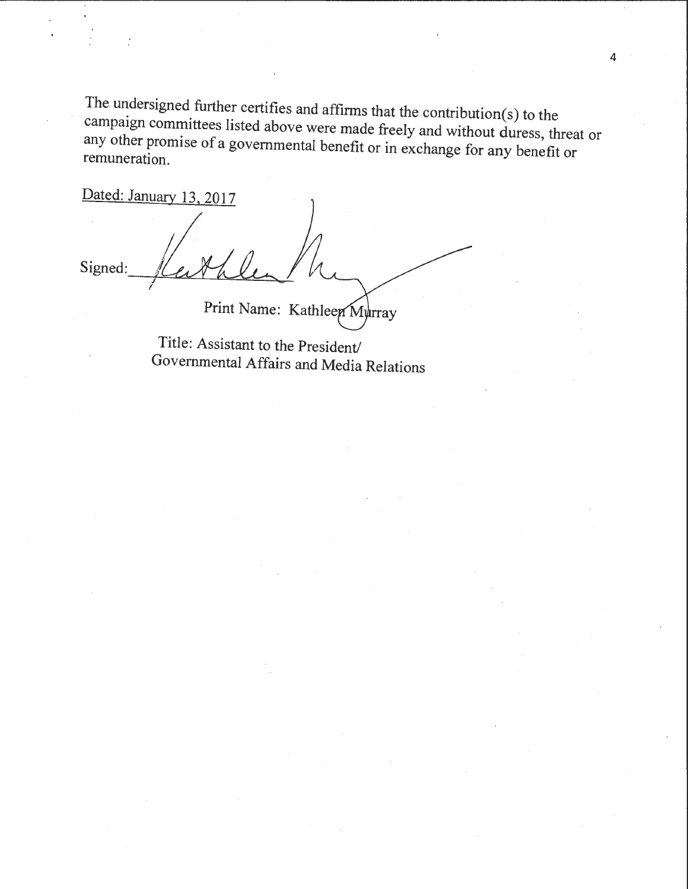The undersigned further certifies and affirms that the contribution(s) to the campaign committees listed above were made freely and without duress, threat or any other promise of a governmental benefit or in exchange for any benefit or remuneration.

Dated: January 13, 2017

Signed: ______________________

Print Name: Kathleen Murray

Title: Assistant to the President/
Governmental Affairs and Media Relations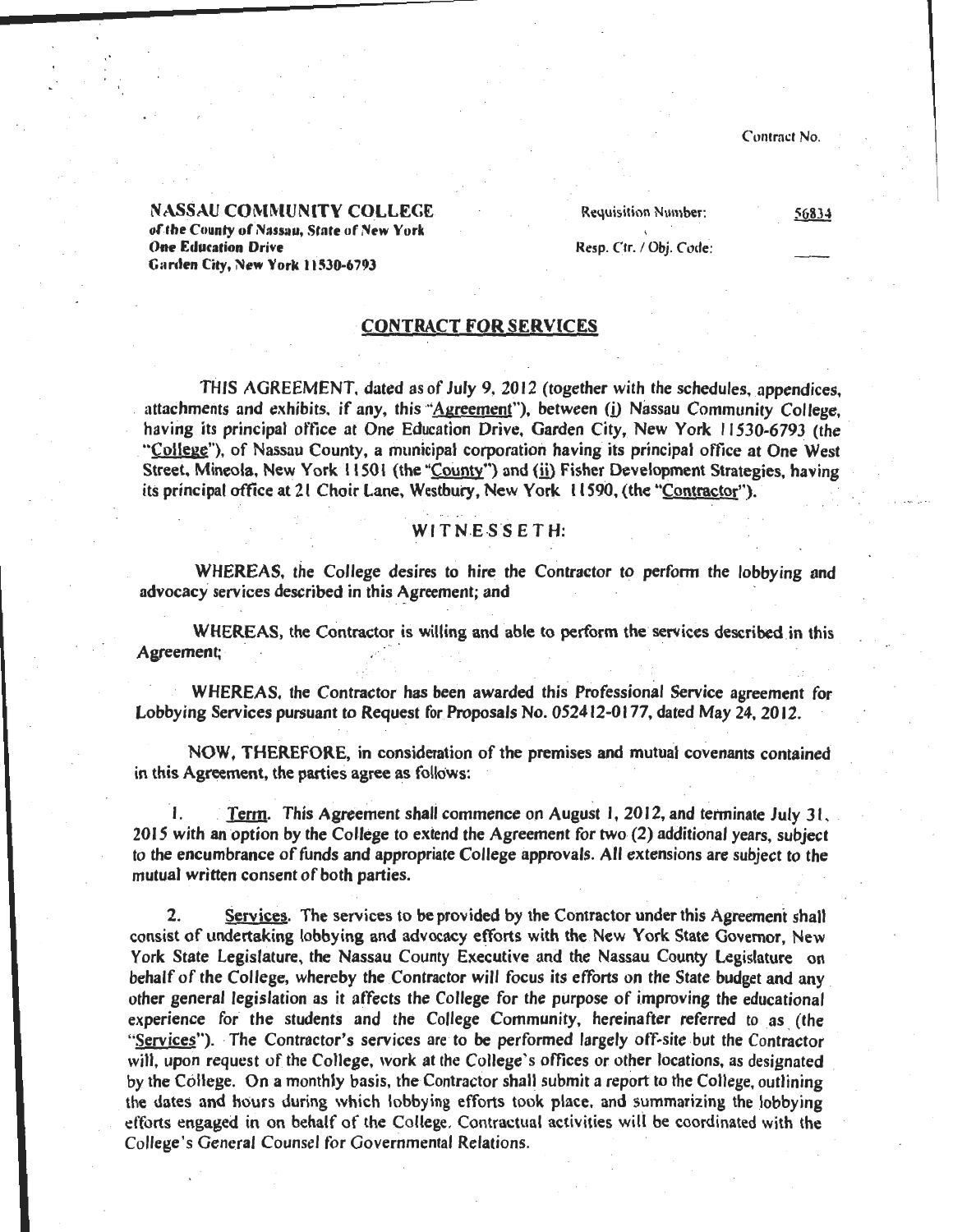Contract No.

**NASSAU COMMUNITY COLLEGE**
**of the County of Nassau, State of New York**
**One Education Drive**
**Garden City, New York 11530-6793**

Requisition Number: 56834

Resp. Ctr. / Obj. Code:

## CONTRACT FOR SERVICES

THIS AGREEMENT, dated as of July 9, 2012 (together with the schedules, appendices, attachments and exhibits, if any, this "Agreement"), between (i) Nassau Community College, having its principal office at One Education Drive, Garden City, New York 11530-6793 (the "College"), of Nassau County, a municipal corporation having its principal office at One West Street, Mineola, New York 11501 (the "County") and (ii) Fisher Development Strategies, having its principal office at 21 Choir Lane, Westbury, New York 11590, (the "Contractor").

WITNESSETH:

WHEREAS, the College desires to hire the Contractor to perform the lobbying and advocacy services described in this Agreement; and

WHEREAS, the Contractor is willing and able to perform the services described in this Agreement;

WHEREAS, the Contractor has been awarded this Professional Service agreement for Lobbying Services pursuant to Request for Proposals No. 052412-0177, dated May 24, 2012.

NOW, THEREFORE, in consideration of the premises and mutual covenants contained in this Agreement, the parties agree as follows:

1. Term. This Agreement shall commence on August 1, 2012, and terminate July 31, 2015 with an option by the College to extend the Agreement for two (2) additional years, subject to the encumbrance of funds and appropriate College approvals. All extensions are subject to the mutual written consent of both parties.

2. Services. The services to be provided by the Contractor under this Agreement shall consist of undertaking lobbying and advocacy efforts with the New York State Governor, New York State Legislature, the Nassau County Executive and the Nassau County Legislature on behalf of the College, whereby the Contractor will focus its efforts on the State budget and any other general legislation as it affects the College for the purpose of improving the educational experience for the students and the College Community, hereinafter referred to as (the "Services"). The Contractor's services are to be performed largely off-site but the Contractor will, upon request of the College, work at the College's offices or other locations, as designated by the College. On a monthly basis, the Contractor shall submit a report to the College, outlining the dates and hours during which lobbying efforts took place, and summarizing the lobbying efforts engaged in on behalf of the College. Contractual activities will be coordinated with the College's General Counsel for Governmental Relations.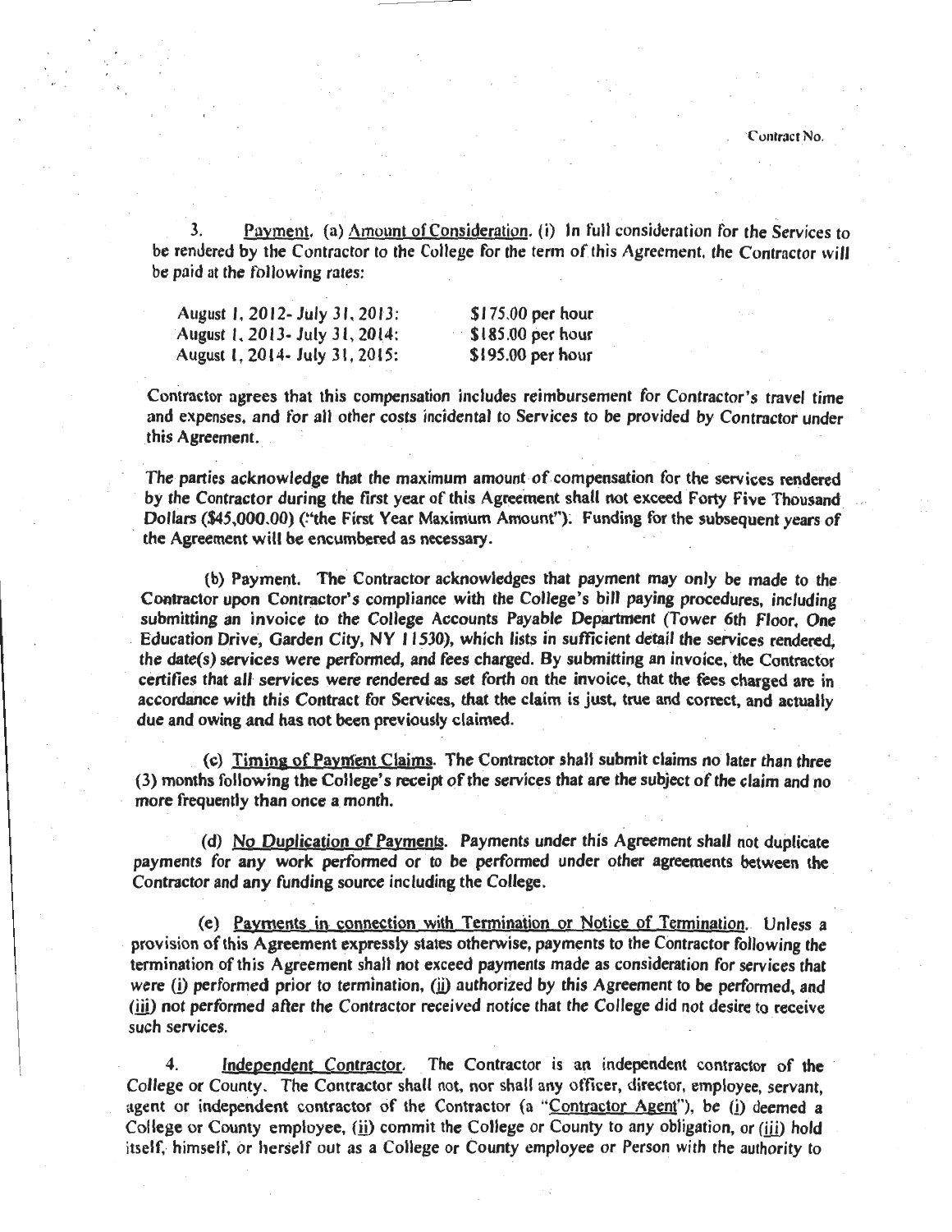3. Payment. (a) Amount of Consideration. (i) In full consideration for the Services to be rendered by the Contractor to the College for the term of this Agreement, the Contractor will be paid at the following rates:

| | |
|---|---|
| August 1, 2012- July 31, 2013: | $175.00 per hour |
| August 1, 2013- July 31, 2014: | $185.00 per hour |
| August 1, 2014- July 31, 2015: | $195.00 per hour |

Contractor agrees that this compensation includes reimbursement for Contractor's travel time and expenses, and for all other costs incidental to Services to be provided by Contractor under this Agreement.

The parties acknowledge that the maximum amount of compensation for the services rendered by the Contractor during the first year of this Agreement shall not exceed Forty Five Thousand Dollars ($45,000.00) ("the First Year Maximum Amount"). Funding for the subsequent years of the Agreement will be encumbered as necessary.

(b) Payment. The Contractor acknowledges that payment may only be made to the Contractor upon Contractor's compliance with the College's bill paying procedures, including submitting an invoice to the College Accounts Payable Department (Tower 6th Floor, One Education Drive, Garden City, NY 11530), which lists in sufficient detail the services rendered, the date(s) services were performed, and fees charged. By submitting an invoice, the Contractor certifies that all services were rendered as set forth on the invoice, that the fees charged are in accordance with this Contract for Services, that the claim is just, true and correct, and actually due and owing and has not been previously claimed.

(c) Timing of Payment Claims. The Contractor shall submit claims no later than three (3) months following the College's receipt of the services that are the subject of the claim and no more frequently than once a month.

(d) No Duplication of Payments. Payments under this Agreement shall not duplicate payments for any work performed or to be performed under other agreements between the Contractor and any funding source including the College.

(e) Payments in connection with Termination or Notice of Termination. Unless a provision of this Agreement expressly states otherwise, payments to the Contractor following the termination of this Agreement shall not exceed payments made as consideration for services that were (i) performed prior to termination, (ii) authorized by this Agreement to be performed, and (iii) not performed after the Contractor received notice that the College did not desire to receive such services.

4. Independent Contractor. The Contractor is an independent contractor of the College or County. The Contractor shall not, nor shall any officer, director, employee, servant, agent or independent contractor of the Contractor (a "Contractor Agent"), be (i) deemed a College or County employee, (ii) commit the College or County to any obligation, or (iii) hold itself, himself, or herself out as a College or County employee or Person with the authority to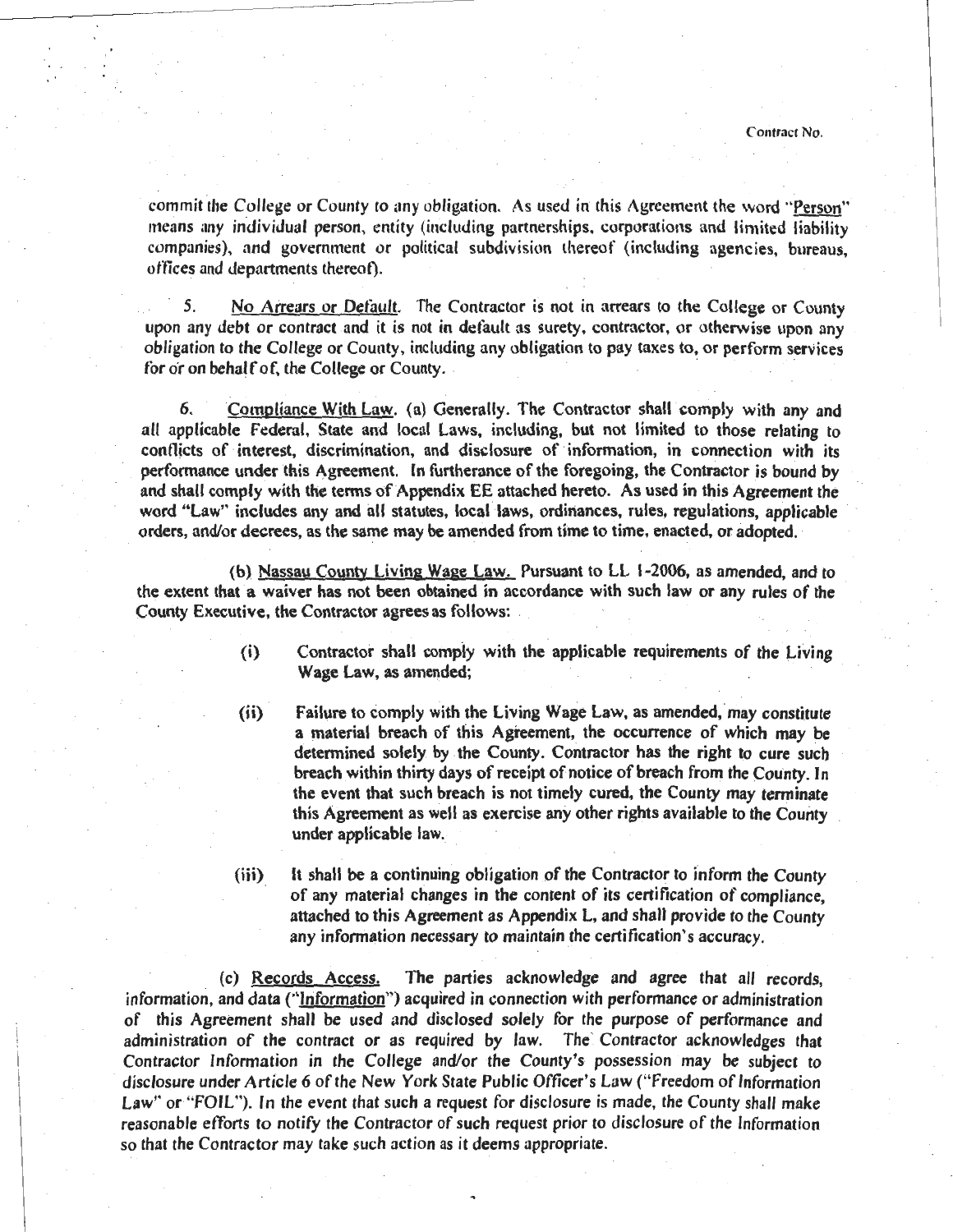commit the College or County to any obligation. As used in this Agreement the word "Person" means any individual person, entity (including partnerships, corporations and limited liability companies), and government or political subdivision thereof (including agencies, bureaus, offices and departments thereof).

5. No Arrears or Default. The Contractor is not in arrears to the College or County upon any debt or contract and it is not in default as surety, contractor, or otherwise upon any obligation to the College or County, including any obligation to pay taxes to, or perform services for or on behalf of, the College or County.

6. Compliance With Law. (a) Generally. The Contractor shall comply with any and all applicable Federal, State and local Laws, including, but not limited to those relating to conflicts of interest, discrimination, and disclosure of information, in connection with its performance under this Agreement. In furtherance of the foregoing, the Contractor is bound by and shall comply with the terms of Appendix EE attached hereto. As used in this Agreement the word "Law" includes any and all statutes, local laws, ordinances, rules, regulations, applicable orders, and/or decrees, as the same may be amended from time to time, enacted, or adopted.

(b) Nassau County Living Wage Law. Pursuant to LL 1-2006, as amended, and to the extent that a waiver has not been obtained in accordance with such law or any rules of the County Executive, the Contractor agrees as follows:

(i) Contractor shall comply with the applicable requirements of the Living Wage Law, as amended;

(ii) Failure to comply with the Living Wage Law, as amended, may constitute a material breach of this Agreement, the occurrence of which may be determined solely by the County. Contractor has the right to cure such breach within thirty days of receipt of notice of breach from the County. In the event that such breach is not timely cured, the County may terminate this Agreement as well as exercise any other rights available to the County under applicable law.

(iii) It shall be a continuing obligation of the Contractor to inform the County of any material changes in the content of its certification of compliance, attached to this Agreement as Appendix L, and shall provide to the County any information necessary to maintain the certification's accuracy.

(c) Records Access. The parties acknowledge and agree that all records, information, and data ("Information") acquired in connection with performance or administration of this Agreement shall be used and disclosed solely for the purpose of performance and administration of the contract or as required by law. The Contractor acknowledges that Contractor Information in the College and/or the County's possession may be subject to disclosure under Article 6 of the New York State Public Officer's Law ("Freedom of Information Law" or "FOIL"). In the event that such a request for disclosure is made, the County shall make reasonable efforts to notify the Contractor of such request prior to disclosure of the Information so that the Contractor may take such action as it deems appropriate.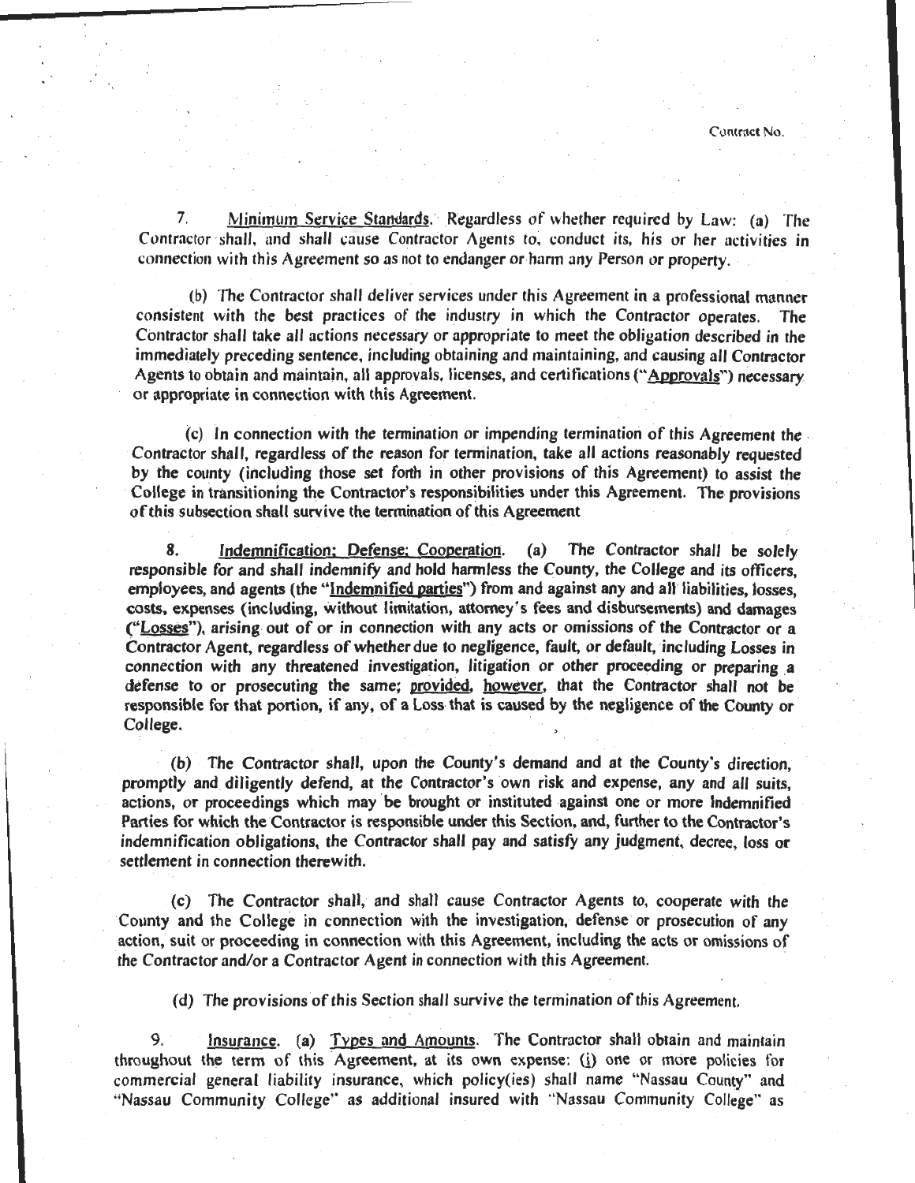7. <u>Minimum Service Standards</u>. Regardless of whether required by Law: (a) The Contractor shall, and shall cause Contractor Agents to, conduct its, his or her activities in connection with this Agreement so as not to endanger or harm any Person or property.

(b) The Contractor shall deliver services under this Agreement in a professional manner consistent with the best practices of the industry in which the Contractor operates. The Contractor shall take all actions necessary or appropriate to meet the obligation described in the immediately preceding sentence, including obtaining and maintaining, and causing all Contractor Agents to obtain and maintain, all approvals, licenses, and certifications ("<u>Approvals</u>") necessary or appropriate in connection with this Agreement.

(c) In connection with the termination or impending termination of this Agreement the Contractor shall, regardless of the reason for termination, take all actions reasonably requested by the county (including those set forth in other provisions of this Agreement) to assist the College in transitioning the Contractor's responsibilities under this Agreement. The provisions of this subsection shall survive the termination of this Agreement

8. <u>Indemnification; Defense; Cooperation</u>. (a) The Contractor shall be solely responsible for and shall indemnify and hold harmless the County, the College and its officers, employees, and agents (the "<u>Indemnified parties</u>") from and against any and all liabilities, losses, costs, expenses (including, without limitation, attorney's fees and disbursements) and damages ("<u>Losses</u>"), arising out of or in connection with any acts or omissions of the Contractor or a Contractor Agent, regardless of whether due to negligence, fault, or default, including Losses in connection with any threatened investigation, litigation or other proceeding or preparing a defense to or prosecuting the same; <u>provided, however</u>, that the Contractor shall not be responsible for that portion, if any, of a Loss that is caused by the negligence of the County or College.

(b) The Contractor shall, upon the County's demand and at the County's direction, promptly and diligently defend, at the Contractor's own risk and expense, any and all suits, actions, or proceedings which may be brought or instituted against one or more Indemnified Parties for which the Contractor is responsible under this Section, and, further to the Contractor's indemnification obligations, the Contractor shall pay and satisfy any judgment, decree, loss or settlement in connection therewith.

(c) The Contractor shall, and shall cause Contractor Agents to, cooperate with the County and the College in connection with the investigation, defense or prosecution of any action, suit or proceeding in connection with this Agreement, including the acts or omissions of the Contractor and/or a Contractor Agent in connection with this Agreement.

(d) The provisions of this Section shall survive the termination of this Agreement.

9. <u>Insurance</u>. (a) <u>Types and Amounts</u>. The Contractor shall obtain and maintain throughout the term of this Agreement, at its own expense: (<u>i</u>) one or more policies for commercial general liability insurance, which policy(ies) shall name "Nassau County" and "Nassau Community College" as additional insured with "Nassau Community College" as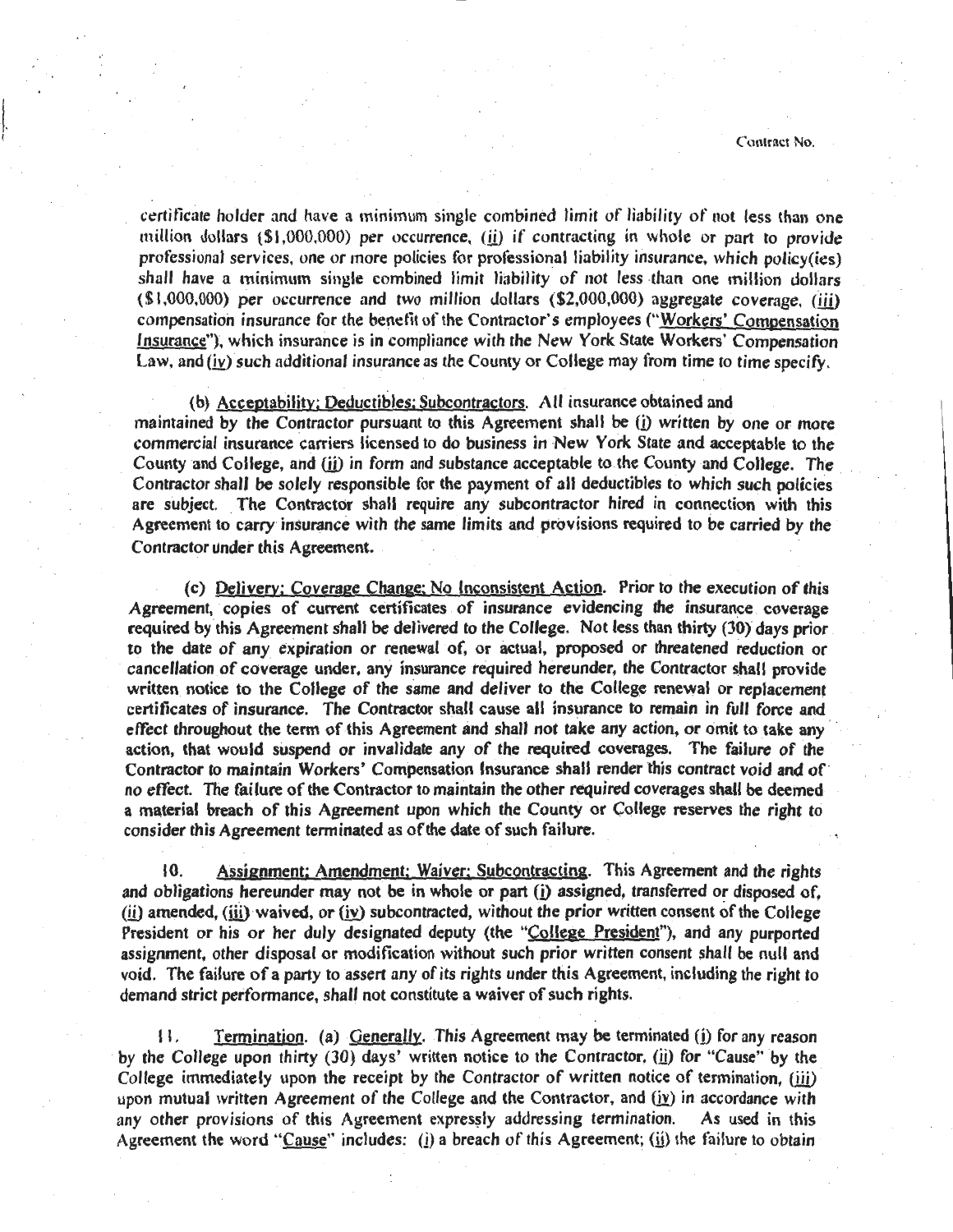certificate holder and have a minimum single combined limit of liability of not less than one million dollars ($1,000,000) per occurrence, (ii) if contracting in whole or part to provide professional services, one or more policies for professional liability insurance, which policy(ies) shall have a minimum single combined limit liability of not less than one million dollars ($1,000,000) per occurrence and two million dollars ($2,000,000) aggregate coverage, (iii) compensation insurance for the benefit of the Contractor's employees ("Workers' Compensation Insurance"), which insurance is in compliance with the New York State Workers' Compensation Law, and (iv) such additional insurance as the County or College may from time to time specify.

(b) Acceptability; Deductibles; Subcontractors. All insurance obtained and maintained by the Contractor pursuant to this Agreement shall be (i) written by one or more commercial insurance carriers licensed to do business in New York State and acceptable to the County and College, and (ii) in form and substance acceptable to the County and College. The Contractor shall be solely responsible for the payment of all deductibles to which such policies are subject. The Contractor shall require any subcontractor hired in connection with this Agreement to carry insurance with the same limits and provisions required to be carried by the Contractor under this Agreement.

(c) Delivery; Coverage Change; No Inconsistent Action. Prior to the execution of this Agreement, copies of current certificates of insurance evidencing the insurance coverage required by this Agreement shall be delivered to the College. Not less than thirty (30) days prior to the date of any expiration or renewal of, or actual, proposed or threatened reduction or cancellation of coverage under, any insurance required hereunder, the Contractor shall provide written notice to the College of the same and deliver to the College renewal or replacement certificates of insurance. The Contractor shall cause all insurance to remain in full force and effect throughout the term of this Agreement and shall not take any action, or omit to take any action, that would suspend or invalidate any of the required coverages. The failure of the Contractor to maintain Workers' Compensation Insurance shall render this contract void and of no effect. The failure of the Contractor to maintain the other required coverages shall be deemed a material breach of this Agreement upon which the County or College reserves the right to consider this Agreement terminated as of the date of such failure.

10. Assignment; Amendment; Waiver; Subcontracting. This Agreement and the rights and obligations hereunder may not be in whole or part (i) assigned, transferred or disposed of, (ii) amended, (iii) waived, or (iv) subcontracted, without the prior written consent of the College President or his or her duly designated deputy (the "College President"), and any purported assignment, other disposal or modification without such prior written consent shall be null and void. The failure of a party to assert any of its rights under this Agreement, including the right to demand strict performance, shall not constitute a waiver of such rights.

11. Termination. (a) Generally. This Agreement may be terminated (i) for any reason by the College upon thirty (30) days' written notice to the Contractor, (ii) for "Cause" by the College immediately upon the receipt by the Contractor of written notice of termination, (iii) upon mutual written Agreement of the College and the Contractor, and (iv) in accordance with any other provisions of this Agreement expressly addressing termination. As used in this Agreement the word "Cause" includes: (i) a breach of this Agreement; (ii) the failure to obtain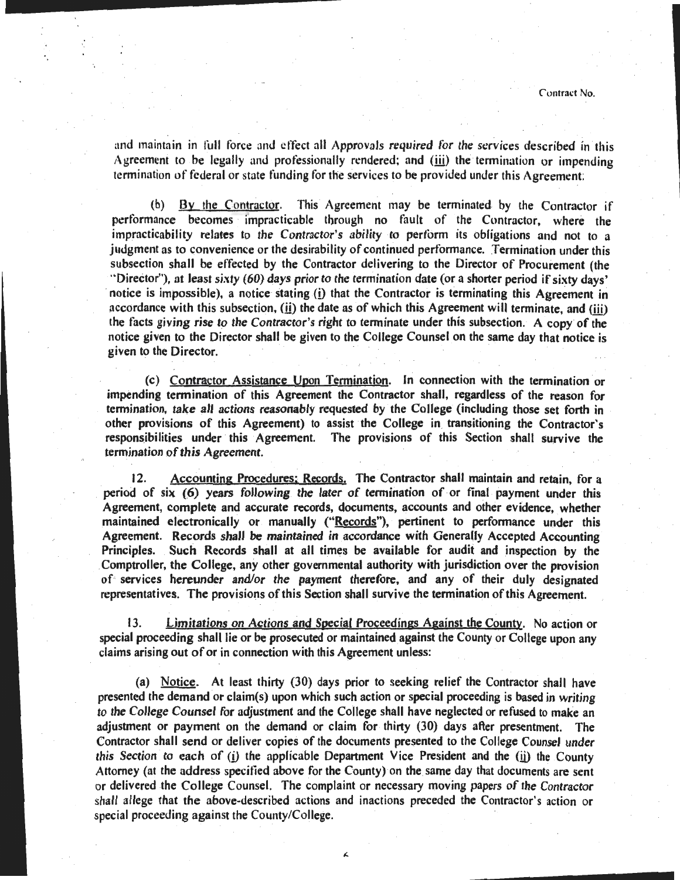and maintain in full force and effect all Approvals required for the services described in this Agreement to be legally and professionally rendered; and (iii) the termination or impending termination of federal or state funding for the services to be provided under this Agreement.

(b) By the Contractor. This Agreement may be terminated by the Contractor if performance becomes impracticable through no fault of the Contractor, where the impracticability relates to the Contractor's ability to perform its obligations and not to a judgment as to convenience or the desirability of continued performance. Termination under this subsection shall be effected by the Contractor delivering to the Director of Procurement (the "Director"), at least sixty (60) days prior to the termination date (or a shorter period if sixty days' notice is impossible), a notice stating (i) that the Contractor is terminating this Agreement in accordance with this subsection, (ii) the date as of which this Agreement will terminate, and (iii) the facts giving rise to the Contractor's right to terminate under this subsection. A copy of the notice given to the Director shall be given to the College Counsel on the same day that notice is given to the Director.

(c) Contractor Assistance Upon Termination. In connection with the termination or impending termination of this Agreement the Contractor shall, regardless of the reason for termination, take all actions reasonably requested by the College (including those set forth in other provisions of this Agreement) to assist the College in transitioning the Contractor's responsibilities under this Agreement. The provisions of this Section shall survive the termination of this Agreement.

12. Accounting Procedures; Records. The Contractor shall maintain and retain, for a period of six (6) years following the later of termination of or final payment under this Agreement, complete and accurate records, documents, accounts and other evidence, whether maintained electronically or manually ("Records"), pertinent to performance under this Agreement. Records shall be maintained in accordance with Generally Accepted Accounting Principles. Such Records shall at all times be available for audit and inspection by the Comptroller, the College, any other governmental authority with jurisdiction over the provision of services hereunder and/or the payment therefore, and any of their duly designated representatives. The provisions of this Section shall survive the termination of this Agreement.

13. Limitations on Actions and Special Proceedings Against the County. No action or special proceeding shall lie or be prosecuted or maintained against the County or College upon any claims arising out of or in connection with this Agreement unless:

(a) Notice. At least thirty (30) days prior to seeking relief the Contractor shall have presented the demand or claim(s) upon which such action or special proceeding is based in writing to the College Counsel for adjustment and the College shall have neglected or refused to make an adjustment or payment on the demand or claim for thirty (30) days after presentment. The Contractor shall send or deliver copies of the documents presented to the College Counsel under this Section to each of (i) the applicable Department Vice President and the (ii) the County Attorney (at the address specified above for the County) on the same day that documents are sent or delivered the College Counsel. The complaint or necessary moving papers of the Contractor shall allege that the above-described actions and inactions preceded the Contractor's action or special proceeding against the County/College.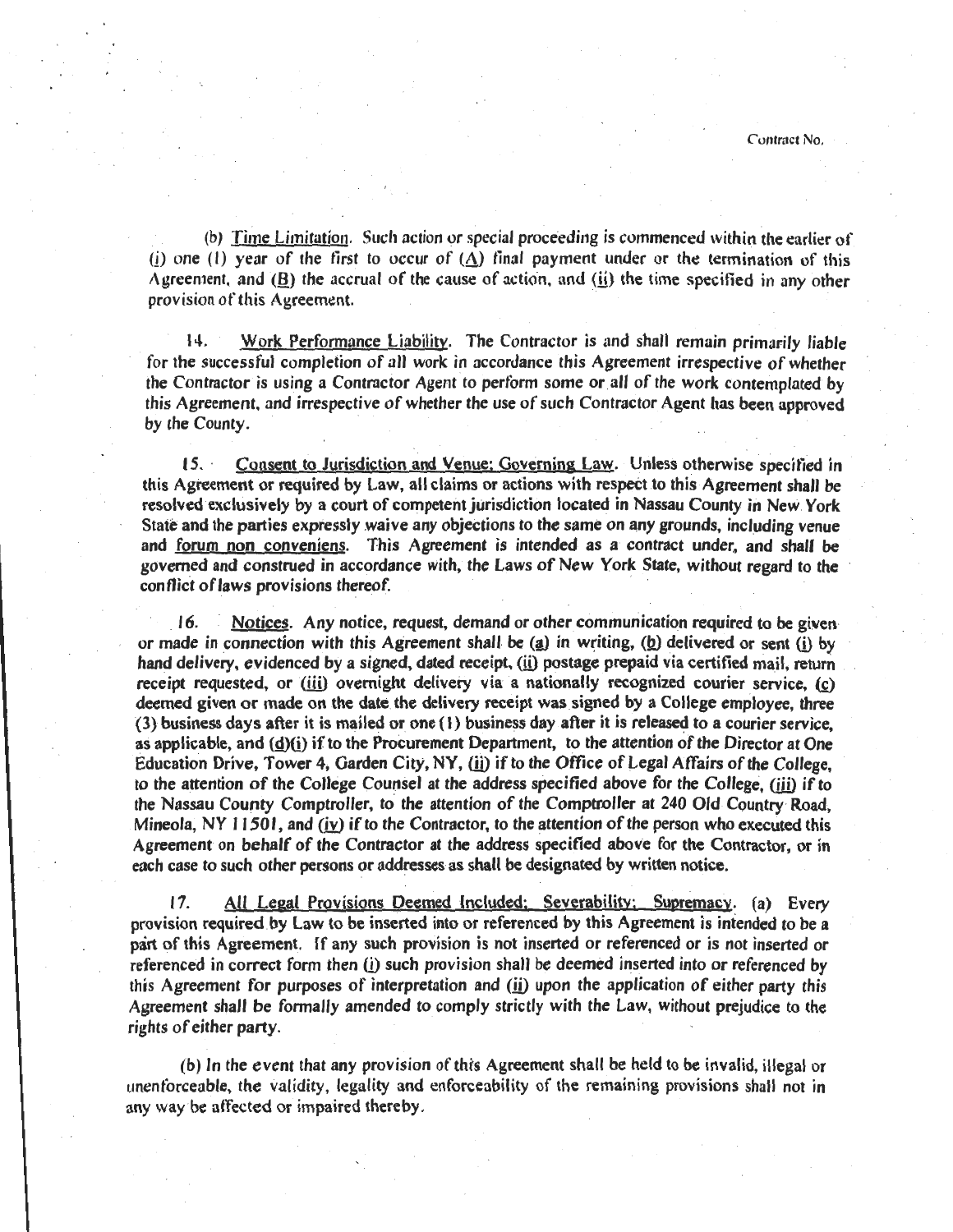(b) Time Limitation. Such action or special proceeding is commenced within the earlier of (i) one (1) year of the first to occur of (A) final payment under or the termination of this Agreement, and (B) the accrual of the cause of action, and (ii) the time specified in any other provision of this Agreement.

14. Work Performance Liability. The Contractor is and shall remain primarily liable for the successful completion of all work in accordance this Agreement irrespective of whether the Contractor is using a Contractor Agent to perform some or all of the work contemplated by this Agreement, and irrespective of whether the use of such Contractor Agent has been approved by the County.

15. Consent to Jurisdiction and Venue; Governing Law. Unless otherwise specified in this Agreement or required by Law, all claims or actions with respect to this Agreement shall be resolved exclusively by a court of competent jurisdiction located in Nassau County in New York State and the parties expressly waive any objections to the same on any grounds, including venue and forum non conveniens. This Agreement is intended as a contract under, and shall be governed and construed in accordance with, the Laws of New York State, without regard to the conflict of laws provisions thereof.

16. Notices. Any notice, request, demand or other communication required to be given or made in connection with this Agreement shall be (a) in writing, (b) delivered or sent (i) by hand delivery, evidenced by a signed, dated receipt, (ii) postage prepaid via certified mail, return receipt requested, or (iii) overnight delivery via a nationally recognized courier service, (c) deemed given or made on the date the delivery receipt was signed by a College employee, three (3) business days after it is mailed or one (1) business day after it is released to a courier service, as applicable, and (d)(i) if to the Procurement Department, to the attention of the Director at One Education Drive, Tower 4, Garden City, NY, (ii) if to the Office of Legal Affairs of the College, to the attention of the College Counsel at the address specified above for the College, (iii) if to the Nassau County Comptroller, to the attention of the Comptroller at 240 Old Country Road, Mineola, NY 11501, and (iv) if to the Contractor, to the attention of the person who executed this Agreement on behalf of the Contractor at the address specified above for the Contractor, or in each case to such other persons or addresses as shall be designated by written notice.

17. All Legal Provisions Deemed Included; Severability; Supremacy. (a) Every provision required by Law to be inserted into or referenced by this Agreement is intended to be a part of this Agreement. If any such provision is not inserted or referenced or is not inserted or referenced in correct form then (i) such provision shall be deemed inserted into or referenced by this Agreement for purposes of interpretation and (ii) upon the application of either party this Agreement shall be formally amended to comply strictly with the Law, without prejudice to the rights of either party.

(b) In the event that any provision of this Agreement shall be held to be invalid, illegal or unenforceable, the validity, legality and enforceability of the remaining provisions shall not in any way be affected or impaired thereby.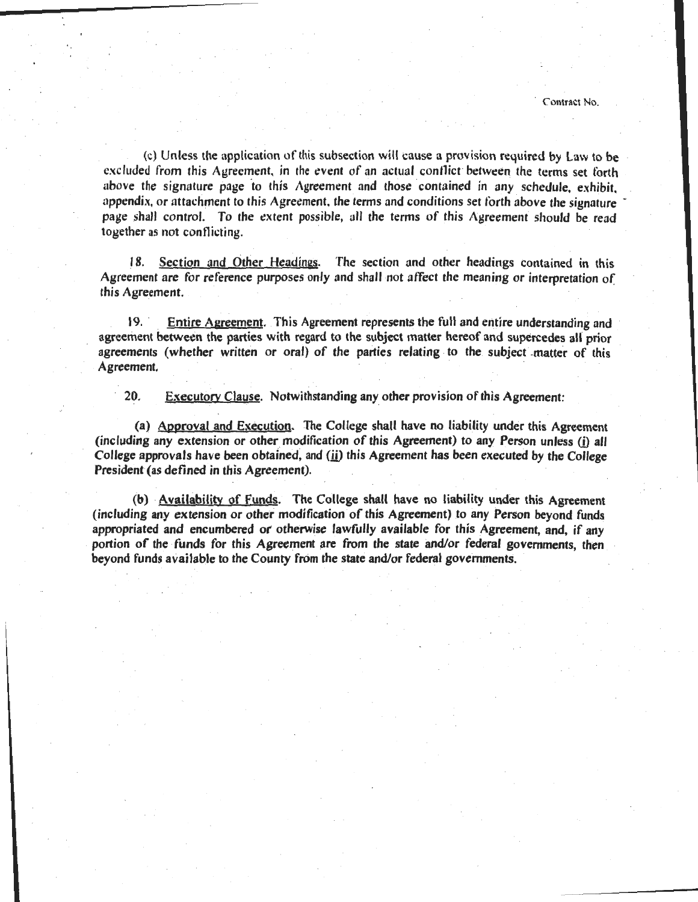(c) Unless the application of this subsection will cause a provision required by Law to be excluded from this Agreement, in the event of an actual conflict between the terms set forth above the signature page to this Agreement and those contained in any schedule, exhibit, appendix, or attachment to this Agreement, the terms and conditions set forth above the signature page shall control. To the extent possible, all the terms of this Agreement should be read together as not conflicting.

18. Section and Other Headings. The section and other headings contained in this Agreement are for reference purposes only and shall not affect the meaning or interpretation of this Agreement.

19. Entire Agreement. This Agreement represents the full and entire understanding and agreement between the parties with regard to the subject matter hereof and supercedes all prior agreements (whether written or oral) of the parties relating to the subject matter of this Agreement.

20. Executory Clause. Notwithstanding any other provision of this Agreement:

(a) Approval and Execution. The College shall have no liability under this Agreement (including any extension or other modification of this Agreement) to any Person unless (i) all College approvals have been obtained, and (ii) this Agreement has been executed by the College President (as defined in this Agreement).

(b) Availability of Funds. The College shall have no liability under this Agreement (including any extension or other modification of this Agreement) to any Person beyond funds appropriated and encumbered or otherwise lawfully available for this Agreement, and, if any portion of the funds for this Agreement are from the state and/or federal governments, then beyond funds available to the County from the state and/or federal governments.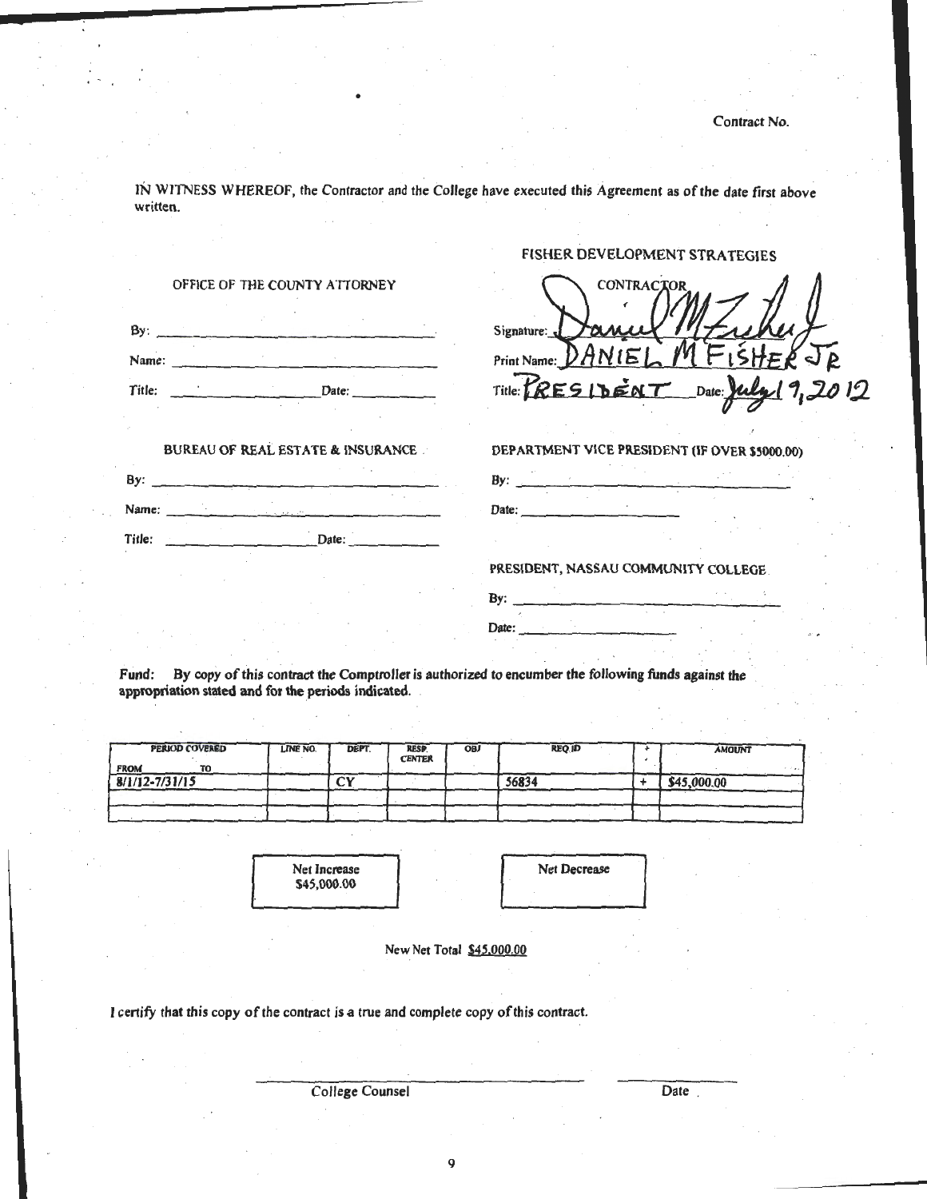Contract No.

IN WITNESS WHEREOF, the Contractor and the College have executed this Agreement as of the date first above written.

OFFICE OF THE COUNTY ATTORNEY

By: ____________________

Name: ____________________

Title: ____________ Date: ____________

FISHER DEVELOPMENT STRATEGIES

CONTRACTOR

Signature: Daniel M Fisher Jr

Print Name: DANIEL M FISHER JR

Title: PRESIDENT Date: July 19, 2012

BUREAU OF REAL ESTATE & INSURANCE

By: ____________________

Name: ____________________

Title: ____________ Date: ____________

DEPARTMENT VICE PRESIDENT (IF OVER $5000.00)

By: ____________________

Date: ____________________

PRESIDENT, NASSAU COMMUNITY COLLEGE

By: ____________________

Date: ____________________

Fund: By copy of this contract the Comptroller is authorized to encumber the following funds against the appropriation stated and for the periods indicated.

| PERIOD COVERED FROM TO | LINE NO. | DEPT. | RESP. CENTER | OBJ | REQ ID | + - | AMOUNT |
|---|---|---|---|---|---|---|---|
| 8/1/12-7/31/15 | | CY | | | 56834 | + | $45,000.00 |
| | | | | | | | |
| | | | | | | | |

| Net Increase | Net Decrease |
|---|---|
| $45,000.00 | |

New Net Total $45,000.00

I certify that this copy of the contract is a true and complete copy of this contract.

____________________ College Counsel ____________ Date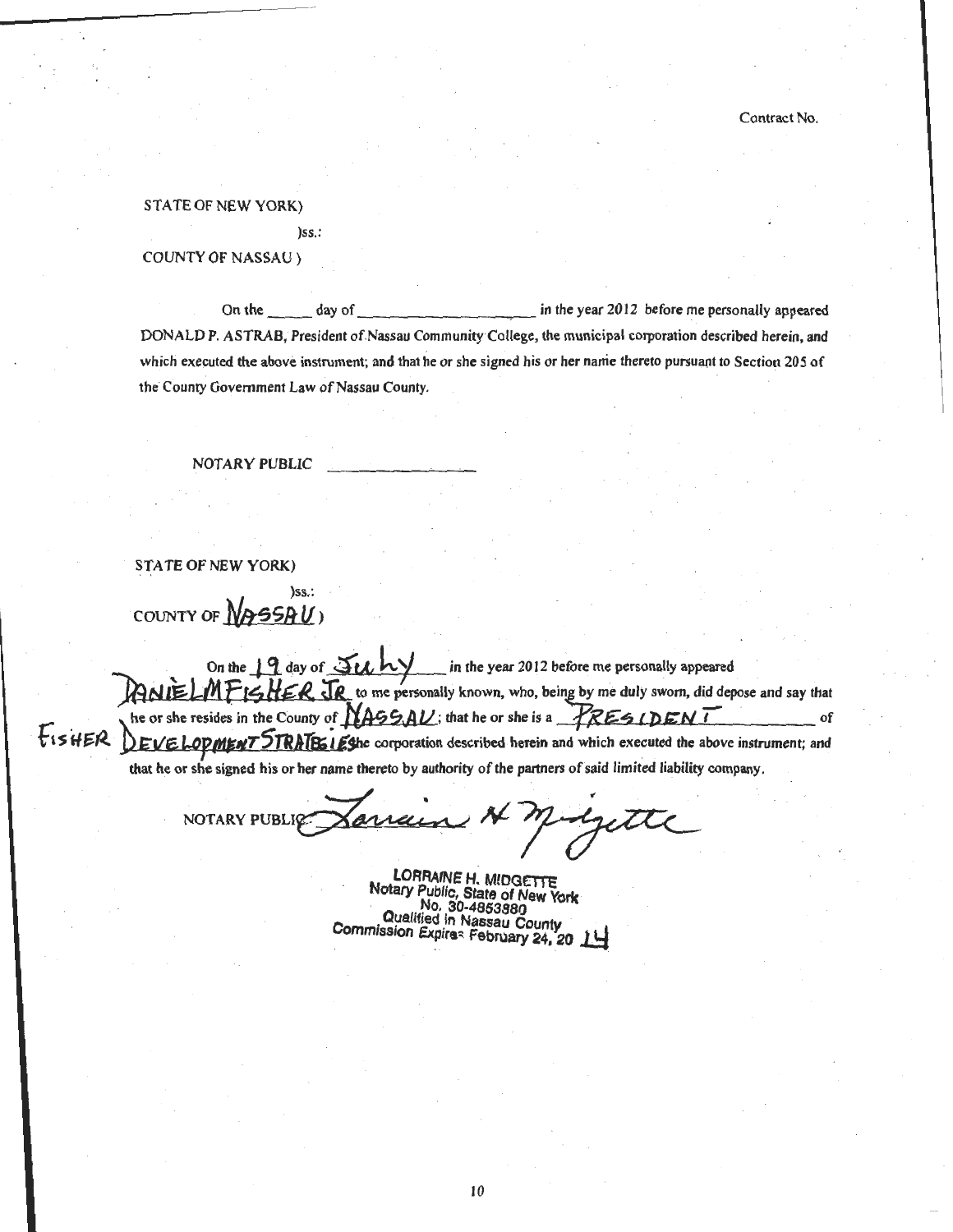Contract No.

STATE OF NEW YORK)

)ss.:

COUNTY OF NASSAU )

On the ______ day of ____________________ in the year 2012 before me personally appeared DONALD P. ASTRAB, President of Nassau Community College, the municipal corporation described herein, and which executed the above instrument; and that he or she signed his or her name thereto pursuant to Section 205 of the County Government Law of Nassau County.

NOTARY PUBLIC ______________

STATE OF NEW YORK)

)ss.:

COUNTY OF NASSAU)

On the 19 day of July in the year 2012 before me personally appeared DANIEL M FISHER JR to me personally known, who, being by me duly sworn, did depose and say that he or she resides in the County of NASSAU; that he or she is a PRESIDENT of FISHER DEVELOPMENT STRATEGIES the corporation described herein and which executed the above instrument; and that he or she signed his or her name thereto by authority of the partners of said limited liability company.

NOTARY PUBLIC Lorraine H Midgette

LORRAINE H. MIDGETTE
Notary Public, State of New York
No. 30-4853380
Qualified in Nassau County
Commission Expires February 24, 20 14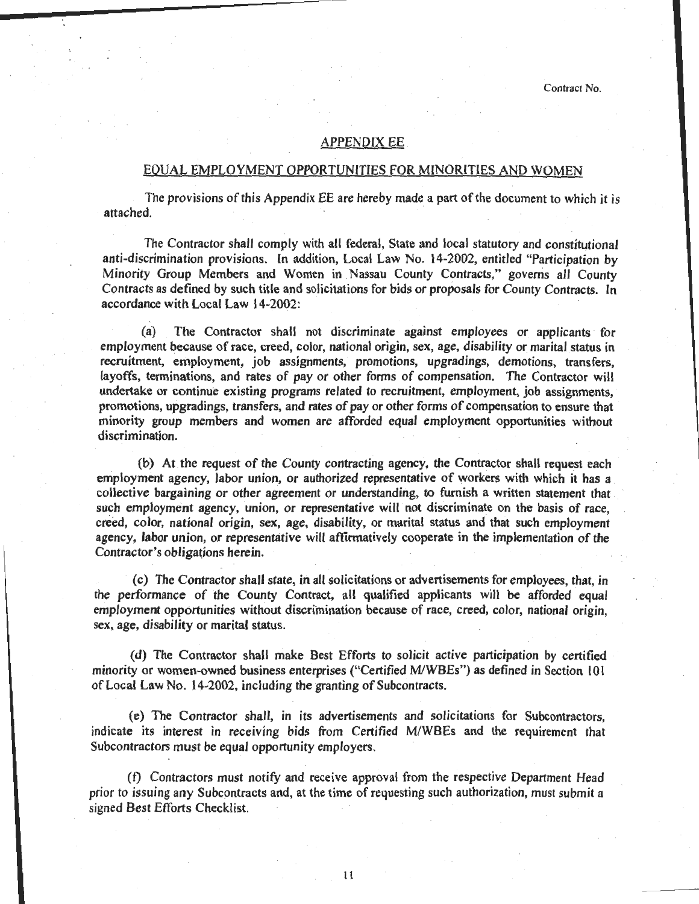Contract No.

## APPENDIX EE

## EQUAL EMPLOYMENT OPPORTUNITIES FOR MINORITIES AND WOMEN

The provisions of this Appendix EE are hereby made a part of the document to which it is attached.

The Contractor shall comply with all federal, State and local statutory and constitutional anti-discrimination provisions. In addition, Local Law No. 14-2002, entitled "Participation by Minority Group Members and Women in Nassau County Contracts," governs all County Contracts as defined by such title and solicitations for bids or proposals for County Contracts. In accordance with Local Law 14-2002:

(a) The Contractor shall not discriminate against employees or applicants for employment because of race, creed, color, national origin, sex, age, disability or marital status in recruitment, employment, job assignments, promotions, upgradings, demotions, transfers, layoffs, terminations, and rates of pay or other forms of compensation. The Contractor will undertake or continue existing programs related to recruitment, employment, job assignments, promotions, upgradings, transfers, and rates of pay or other forms of compensation to ensure that minority group members and women are afforded equal employment opportunities without discrimination.

(b) At the request of the County contracting agency, the Contractor shall request each employment agency, labor union, or authorized representative of workers with which it has a collective bargaining or other agreement or understanding, to furnish a written statement that such employment agency, union, or representative will not discriminate on the basis of race, creed, color, national origin, sex, age, disability, or marital status and that such employment agency, labor union, or representative will affirmatively cooperate in the implementation of the Contractor's obligations herein.

(c) The Contractor shall state, in all solicitations or advertisements for employees, that, in the performance of the County Contract, all qualified applicants will be afforded equal employment opportunities without discrimination because of race, creed, color, national origin, sex, age, disability or marital status.

(d) The Contractor shall make Best Efforts to solicit active participation by certified minority or women-owned business enterprises ("Certified M/WBEs") as defined in Section 101 of Local Law No. 14-2002, including the granting of Subcontracts.

(e) The Contractor shall, in its advertisements and solicitations for Subcontractors, indicate its interest in receiving bids from Certified M/WBEs and the requirement that Subcontractors must be equal opportunity employers.

(f) Contractors must notify and receive approval from the respective Department Head prior to issuing any Subcontracts and, at the time of requesting such authorization, must submit a signed Best Efforts Checklist.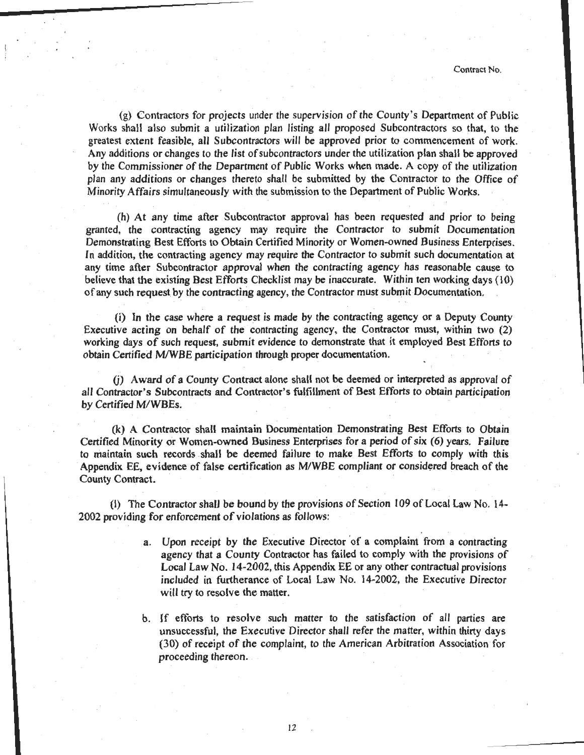(g) Contractors for projects under the supervision of the County's Department of Public Works shall also submit a utilization plan listing all proposed Subcontractors so that, to the greatest extent feasible, all Subcontractors will be approved prior to commencement of work. Any additions or changes to the list of subcontractors under the utilization plan shall be approved by the Commissioner of the Department of Public Works when made. A copy of the utilization plan any additions or changes thereto shall be submitted by the Contractor to the Office of Minority Affairs simultaneously with the submission to the Department of Public Works.

(h) At any time after Subcontractor approval has been requested and prior to being granted, the contracting agency may require the Contractor to submit Documentation Demonstrating Best Efforts to Obtain Certified Minority or Women-owned Business Enterprises. In addition, the contracting agency may require the Contractor to submit such documentation at any time after Subcontractor approval when the contracting agency has reasonable cause to believe that the existing Best Efforts Checklist may be inaccurate. Within ten working days (10) of any such request by the contracting agency, the Contractor must submit Documentation.

(i) In the case where a request is made by the contracting agency or a Deputy County Executive acting on behalf of the contracting agency, the Contractor must, within two (2) working days of such request, submit evidence to demonstrate that it employed Best Efforts to obtain Certified M/WBE participation through proper documentation.

(j) Award of a County Contract alone shall not be deemed or interpreted as approval of all Contractor's Subcontracts and Contractor's fulfillment of Best Efforts to obtain participation by Certified M/WBEs.

(k) A Contractor shall maintain Documentation Demonstrating Best Efforts to Obtain Certified Minority or Women-owned Business Enterprises for a period of six (6) years. Failure to maintain such records shall be deemed failure to make Best Efforts to comply with this Appendix EE, evidence of false certification as M/WBE compliant or considered breach of the County Contract.

(l) The Contractor shall be bound by the provisions of Section 109 of Local Law No. 14-2002 providing for enforcement of violations as follows:

a. Upon receipt by the Executive Director of a complaint from a contracting agency that a County Contractor has failed to comply with the provisions of Local Law No. 14-2002, this Appendix EE or any other contractual provisions included in furtherance of Local Law No. 14-2002, the Executive Director will try to resolve the matter.

b. If efforts to resolve such matter to the satisfaction of all parties are unsuccessful, the Executive Director shall refer the matter, within thirty days (30) of receipt of the complaint, to the American Arbitration Association for proceeding thereon.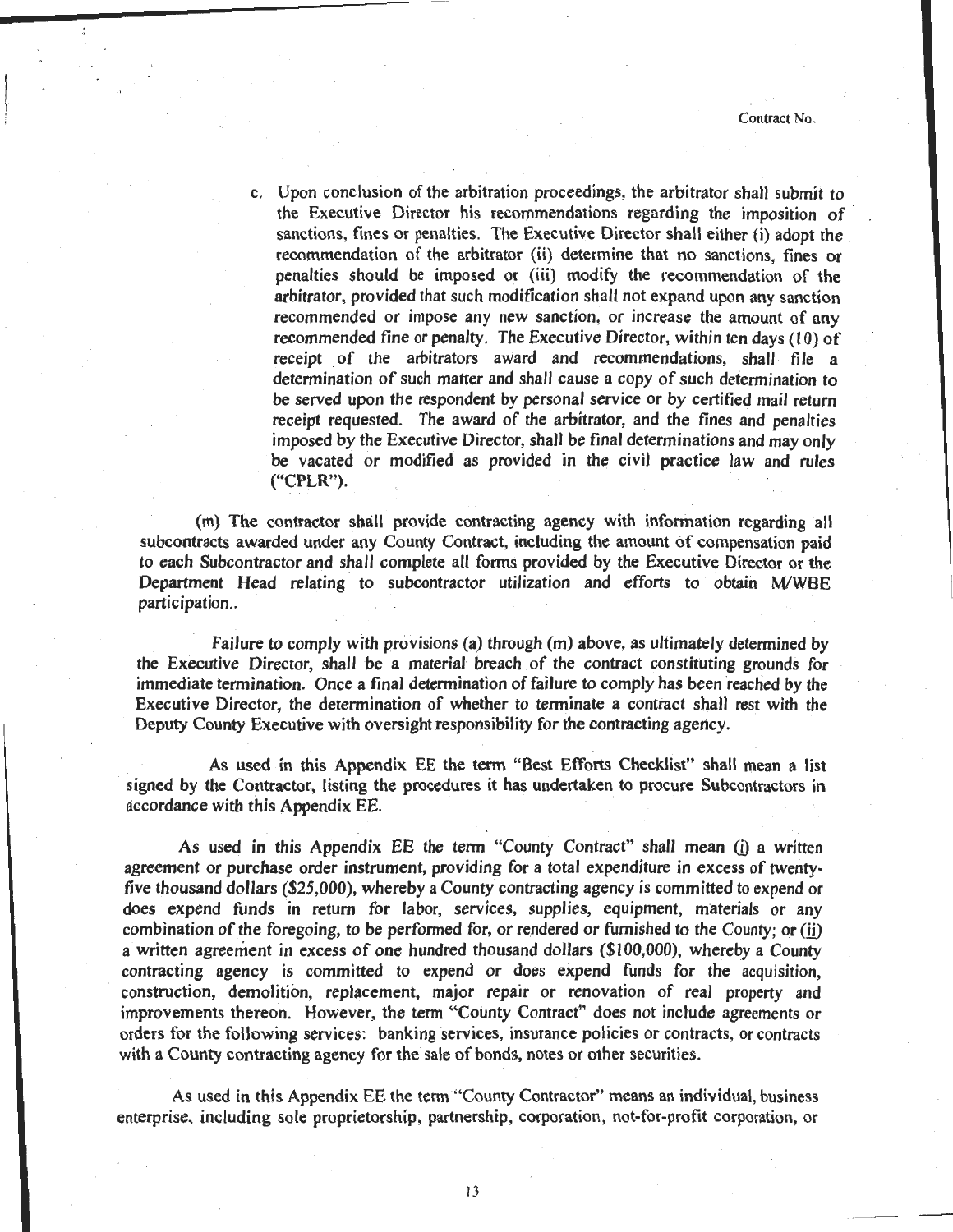c. Upon conclusion of the arbitration proceedings, the arbitrator shall submit to the Executive Director his recommendations regarding the imposition of sanctions, fines or penalties. The Executive Director shall either (i) adopt the recommendation of the arbitrator (ii) determine that no sanctions, fines or penalties should be imposed or (iii) modify the recommendation of the arbitrator, provided that such modification shall not expand upon any sanction recommended or impose any new sanction, or increase the amount of any recommended fine or penalty. The Executive Director, within ten days (10) of receipt of the arbitrators award and recommendations, shall file a determination of such matter and shall cause a copy of such determination to be served upon the respondent by personal service or by certified mail return receipt requested. The award of the arbitrator, and the fines and penalties imposed by the Executive Director, shall be final determinations and may only be vacated or modified as provided in the civil practice law and rules ("CPLR").

(m) The contractor shall provide contracting agency with information regarding all subcontracts awarded under any County Contract, including the amount of compensation paid to each Subcontractor and shall complete all forms provided by the Executive Director or the Department Head relating to subcontractor utilization and efforts to obtain M/WBE participation..

Failure to comply with provisions (a) through (m) above, as ultimately determined by the Executive Director, shall be a material breach of the contract constituting grounds for immediate termination. Once a final determination of failure to comply has been reached by the Executive Director, the determination of whether to terminate a contract shall rest with the Deputy County Executive with oversight responsibility for the contracting agency.

As used in this Appendix EE the term "Best Efforts Checklist" shall mean a list signed by the Contractor, listing the procedures it has undertaken to procure Subcontractors in accordance with this Appendix EE.

As used in this Appendix EE the term "County Contract" shall mean (i) a written agreement or purchase order instrument, providing for a total expenditure in excess of twenty-five thousand dollars ($25,000), whereby a County contracting agency is committed to expend or does expend funds in return for labor, services, supplies, equipment, materials or any combination of the foregoing, to be performed for, or rendered or furnished to the County; or (ii) a written agreement in excess of one hundred thousand dollars ($100,000), whereby a County contracting agency is committed to expend or does expend funds for the acquisition, construction, demolition, replacement, major repair or renovation of real property and improvements thereon. However, the term "County Contract" does not include agreements or orders for the following services: banking services, insurance policies or contracts, or contracts with a County contracting agency for the sale of bonds, notes or other securities.

As used in this Appendix EE the term "County Contractor" means an individual, business enterprise, including sole proprietorship, partnership, corporation, not-for-profit corporation, or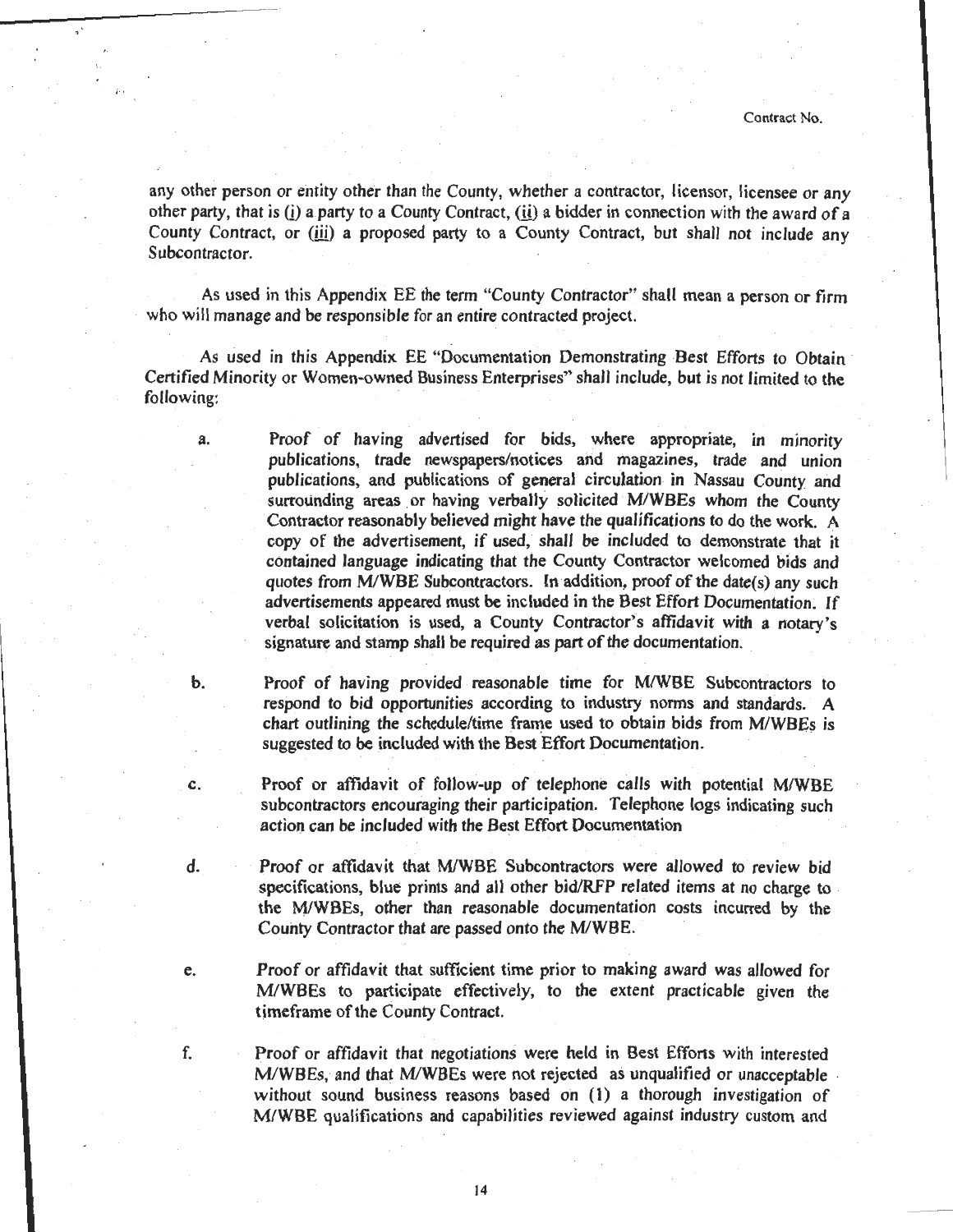any other person or entity other than the County, whether a contractor, licensor, licensee or any other party, that is (i) a party to a County Contract, (ii) a bidder in connection with the award of a County Contract, or (iii) a proposed party to a County Contract, but shall not include any Subcontractor.

As used in this Appendix EE the term "County Contractor" shall mean a person or firm who will manage and be responsible for an entire contracted project.

As used in this Appendix EE "Documentation Demonstrating Best Efforts to Obtain Certified Minority or Women-owned Business Enterprises" shall include, but is not limited to the following:

a. Proof of having advertised for bids, where appropriate, in minority publications, trade newspapers/notices and magazines, trade and union publications, and publications of general circulation in Nassau County and surrounding areas or having verbally solicited M/WBEs whom the County Contractor reasonably believed might have the qualifications to do the work. A copy of the advertisement, if used, shall be included to demonstrate that it contained language indicating that the County Contractor welcomed bids and quotes from M/WBE Subcontractors. In addition, proof of the date(s) any such advertisements appeared must be included in the Best Effort Documentation. If verbal solicitation is used, a County Contractor's affidavit with a notary's signature and stamp shall be required as part of the documentation.

b. Proof of having provided reasonable time for M/WBE Subcontractors to respond to bid opportunities according to industry norms and standards. A chart outlining the schedule/time frame used to obtain bids from M/WBEs is suggested to be included with the Best Effort Documentation.

c. Proof or affidavit of follow-up of telephone calls with potential M/WBE subcontractors encouraging their participation. Telephone logs indicating such action can be included with the Best Effort Documentation

d. Proof or affidavit that M/WBE Subcontractors were allowed to review bid specifications, blue prints and all other bid/RFP related items at no charge to the M/WBEs, other than reasonable documentation costs incurred by the County Contractor that are passed onto the M/WBE.

e. Proof or affidavit that sufficient time prior to making award was allowed for M/WBEs to participate effectively, to the extent practicable given the timeframe of the County Contract.

f. Proof or affidavit that negotiations were held in Best Efforts with interested M/WBEs, and that M/WBEs were not rejected as unqualified or unacceptable without sound business reasons based on (1) a thorough investigation of M/WBE qualifications and capabilities reviewed against industry custom and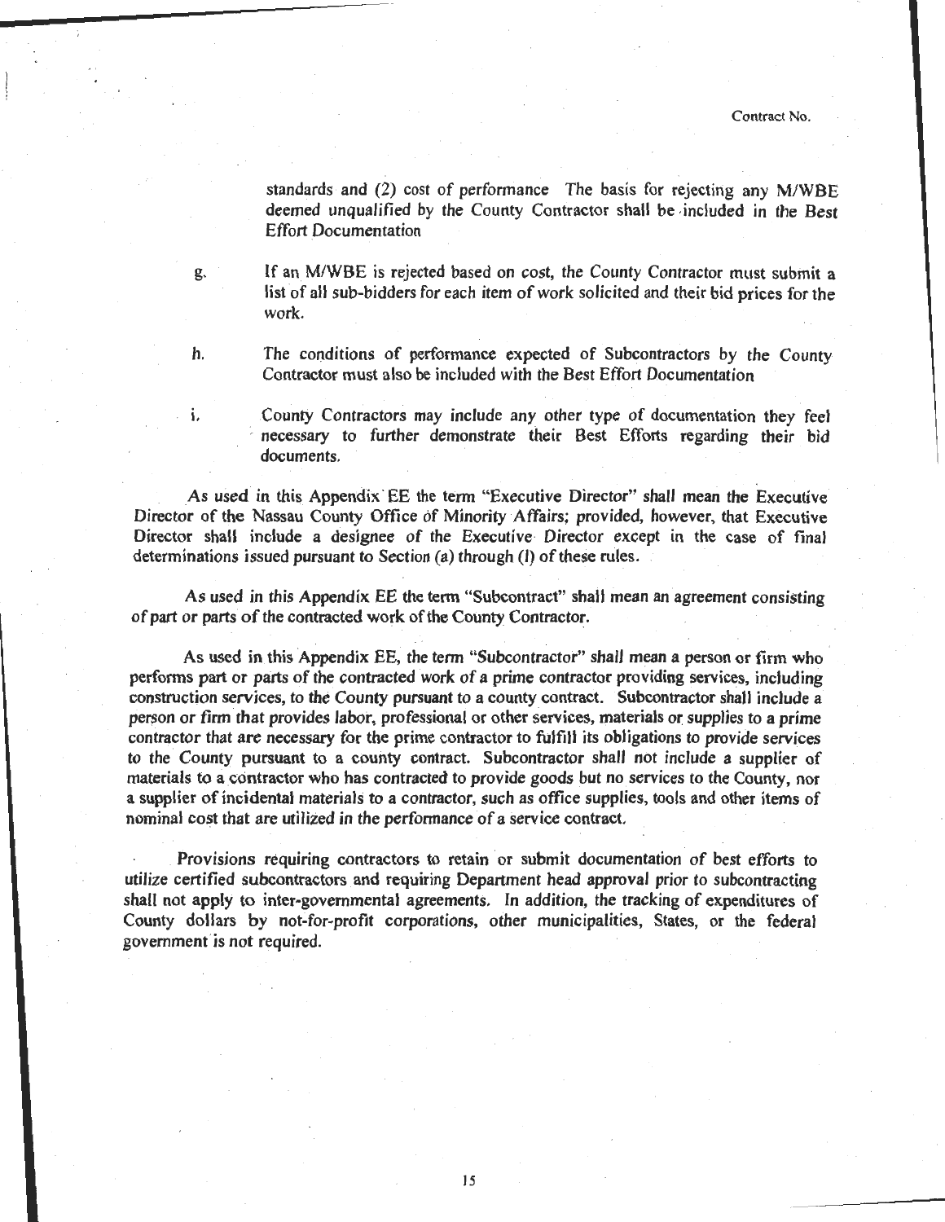standards and (2) cost of performance The basis for rejecting any M/WBE deemed unqualified by the County Contractor shall be included in the Best Effort Documentation

g. If an M/WBE is rejected based on cost, the County Contractor must submit a list of all sub-bidders for each item of work solicited and their bid prices for the work.

h. The conditions of performance expected of Subcontractors by the County Contractor must also be included with the Best Effort Documentation

i. County Contractors may include any other type of documentation they feel necessary to further demonstrate their Best Efforts regarding their bid documents.

As used in this Appendix EE the term "Executive Director" shall mean the Executive Director of the Nassau County Office of Minority Affairs; provided, however, that Executive Director shall include a designee of the Executive Director except in the case of final determinations issued pursuant to Section (a) through (l) of these rules.

As used in this Appendix EE the term "Subcontract" shall mean an agreement consisting of part or parts of the contracted work of the County Contractor.

As used in this Appendix EE, the term "Subcontractor" shall mean a person or firm who performs part or parts of the contracted work of a prime contractor providing services, including construction services, to the County pursuant to a county contract. Subcontractor shall include a person or firm that provides labor, professional or other services, materials or supplies to a prime contractor that are necessary for the prime contractor to fulfill its obligations to provide services to the County pursuant to a county contract. Subcontractor shall not include a supplier of materials to a contractor who has contracted to provide goods but no services to the County, nor a supplier of incidental materials to a contractor, such as office supplies, tools and other items of nominal cost that are utilized in the performance of a service contract.

Provisions requiring contractors to retain or submit documentation of best efforts to utilize certified subcontractors and requiring Department head approval prior to subcontracting shall not apply to inter-governmental agreements. In addition, the tracking of expenditures of County dollars by not-for-profit corporations, other municipalities, States, or the federal government is not required.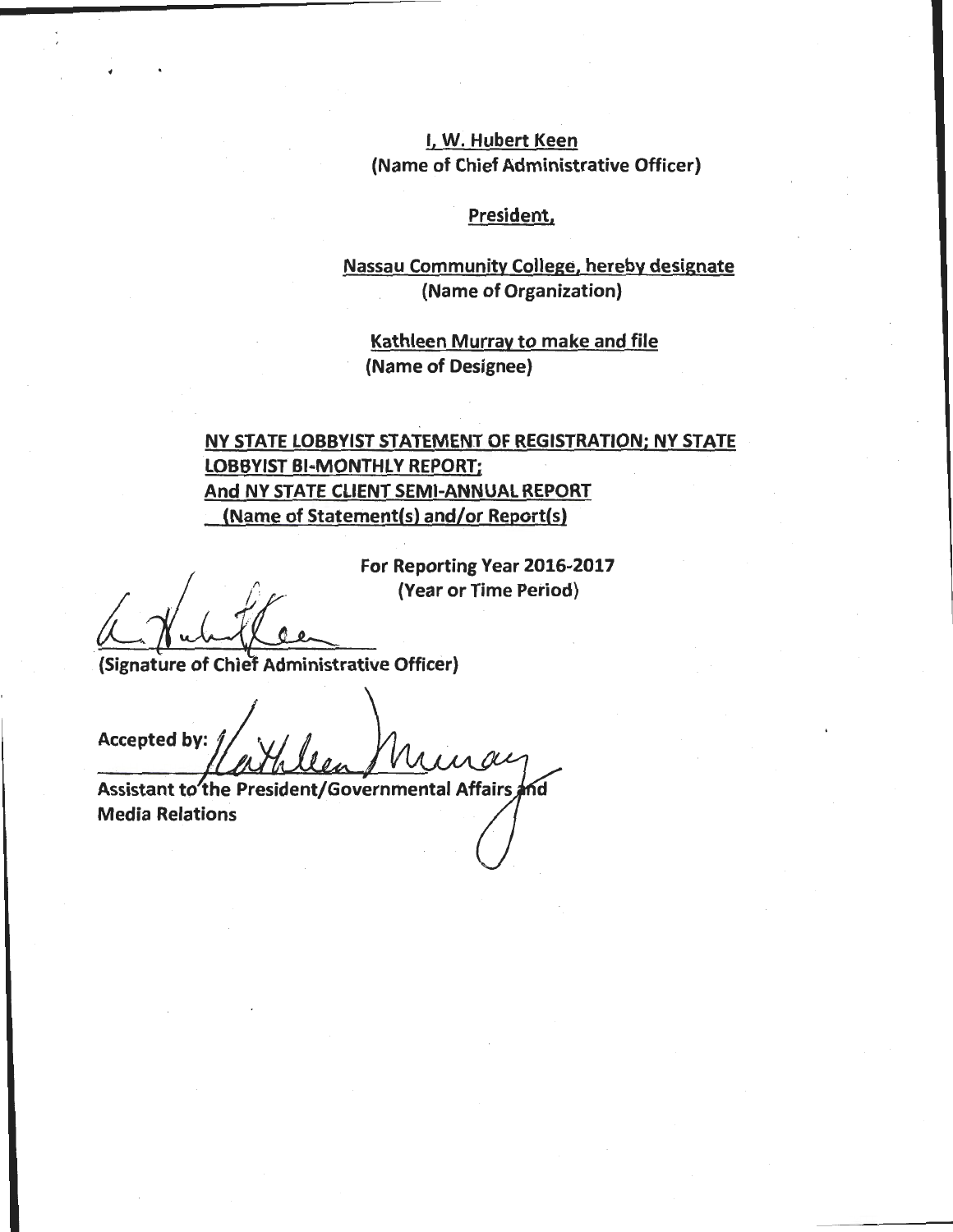I, W. Hubert Keen
(Name of Chief Administrative Officer)

President,

Nassau Community College, hereby designate
(Name of Organization)

Kathleen Murray to make and file
(Name of Designee)

NY STATE LOBBYIST STATEMENT OF REGISTRATION; NY STATE LOBBYIST BI-MONTHLY REPORT;
And NY STATE CLIENT SEMI-ANNUAL REPORT
(Name of Statement(s) and/or Report(s)

For Reporting Year 2016-2017
(Year or Time Period)

(Signature of Chief Administrative Officer)

Accepted by:

Assistant to the President/Governmental Affairs and Media Relations